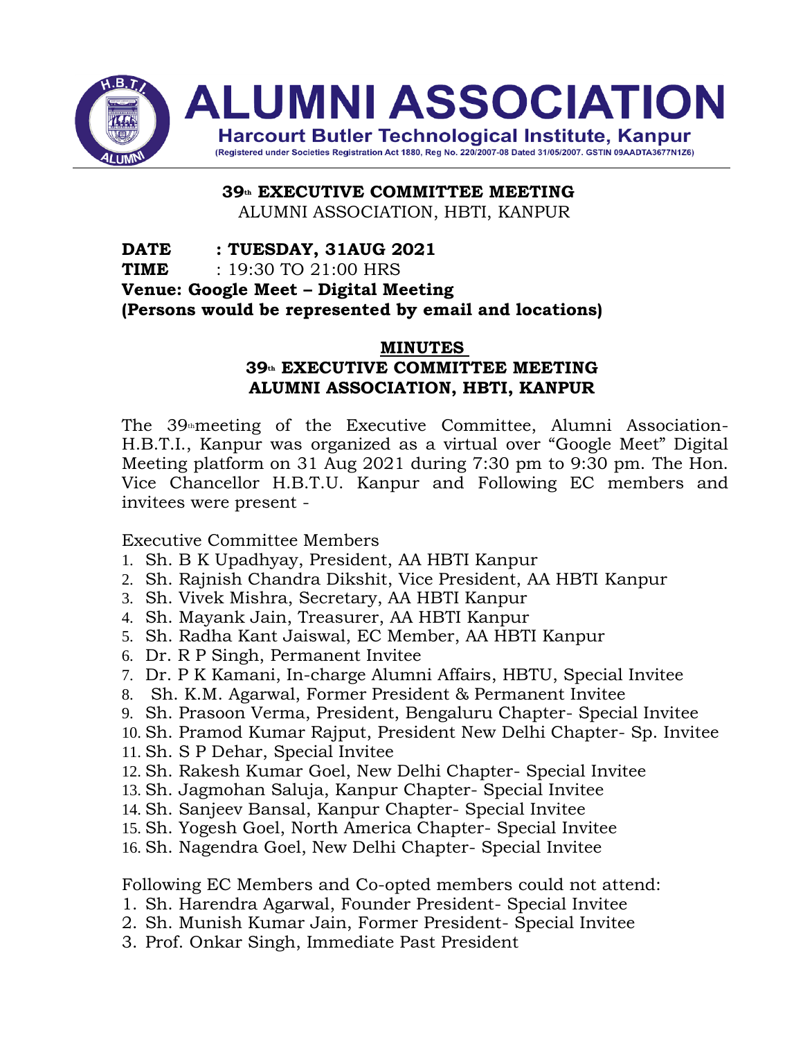# ALUMNI ASSOCIATION

**Harcourt Butler Technological Institute, Kanpur**

(Registered under Societies Registration Act 1880, Reg No. 220/2007-08 Dated 31/05/2007. GSTIN 09AADTA3677N1Z6)

**39th EXECUTIVE COMMITTEE MEETING**

ALUMNI ASSOCIATION, HBTI, KANPUR

**DATE : TUESDAY, 31AUG 2021**

**TIME** : 19:30 TO 21:00 HRS

**Venue: Google Meet – Digital Meeting**

**(Persons would be represented by email and locations)**

## MINUTES

## 39th EXECUTIVE COMMITTEE MEETING ALUMNI ASSOCIATION, HBTI, KANPUR

The 39th meeting of the Executive Committee, Alumni Association-H.B.T.I., Kanpur was organized as a virtual over "Google Meet" Digital Meeting platform on 31 Aug 2021 during 7:30 pm to 9:30 pm. The Hon. Vice Chancellor H.B.T.U. Kanpur and Following EC members and invitees were present -

Executive Committee Members

1. Sh. B K Upadhyay, President, AA HBTI Kanpur
2. Sh. Rajnish Chandra Dikshit, Vice President, AA HBTI Kanpur
3. Sh. Vivek Mishra, Secretary, AA HBTI Kanpur
4. Sh. Mayank Jain, Treasurer, AA HBTI Kanpur
5. Sh. Radha Kant Jaiswal, EC Member, AA HBTI Kanpur
6. Dr. R P Singh, Permanent Invitee
7. Dr. P K Kamani, In-charge Alumni Affairs, HBTU, Special Invitee
8. Sh. K.M. Agarwal, Former President & Permanent Invitee
9. Sh. Prasoon Verma, President, Bengaluru Chapter- Special Invitee
10. Sh. Pramod Kumar Rajput, President New Delhi Chapter- Sp. Invitee
11. Sh. S P Dehar, Special Invitee
12. Sh. Rakesh Kumar Goel, New Delhi Chapter- Special Invitee
13. Sh. Jagmohan Saluja, Kanpur Chapter- Special Invitee
14. Sh. Sanjeev Bansal, Kanpur Chapter- Special Invitee
15. Sh. Yogesh Goel, North America Chapter- Special Invitee
16. Sh. Nagendra Goel, New Delhi Chapter- Special Invitee

Following EC Members and Co-opted members could not attend:

1. Sh. Harendra Agarwal, Founder President- Special Invitee
2. Sh. Munish Kumar Jain, Former President- Special Invitee
3. Prof. Onkar Singh, Immediate Past President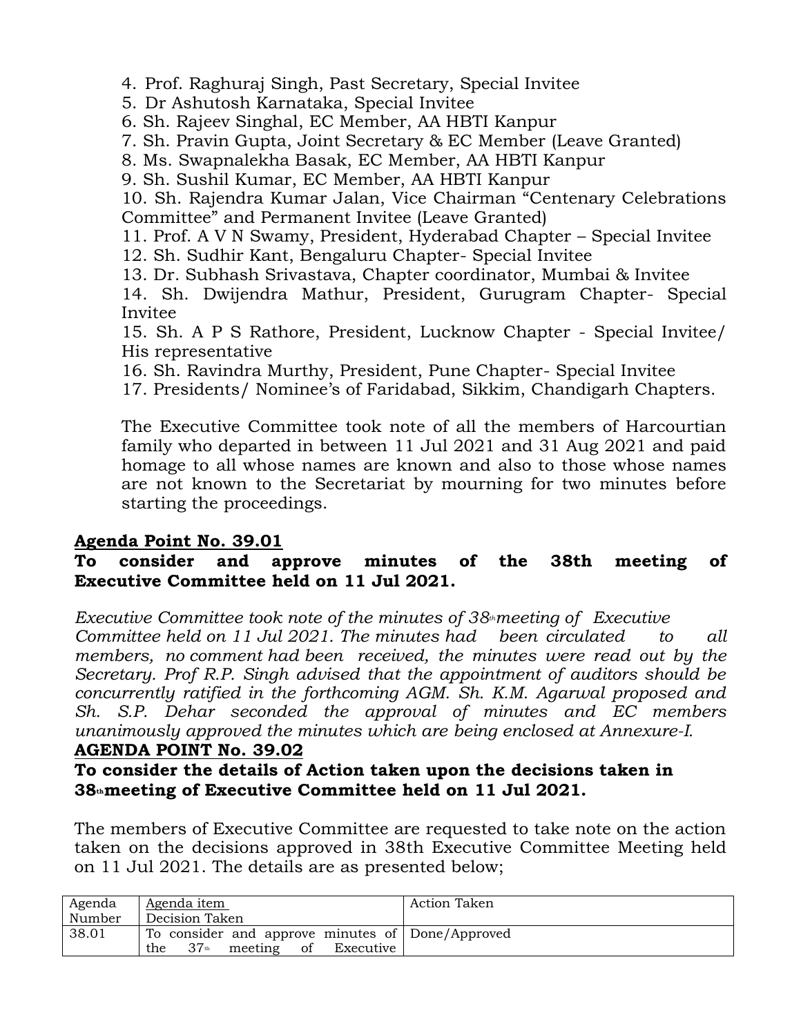4. Prof. Raghuraj Singh, Past Secretary, Special Invitee
5. Dr Ashutosh Karnataka, Special Invitee
6. Sh. Rajeev Singhal, EC Member, AA HBTI Kanpur
7. Sh. Pravin Gupta, Joint Secretary & EC Member (Leave Granted)
8. Ms. Swapnalekha Basak, EC Member, AA HBTI Kanpur
9. Sh. Sushil Kumar, EC Member, AA HBTI Kanpur
10. Sh. Rajendra Kumar Jalan, Vice Chairman "Centenary Celebrations Committee" and Permanent Invitee (Leave Granted)
11. Prof. A V N Swamy, President, Hyderabad Chapter – Special Invitee
12. Sh. Sudhir Kant, Bengaluru Chapter- Special Invitee
13. Dr. Subhash Srivastava, Chapter coordinator, Mumbai & Invitee
14. Sh. Dwijendra Mathur, President, Gurugram Chapter- Special Invitee
15. Sh. A P S Rathore, President, Lucknow Chapter - Special Invitee/ His representative
16. Sh. Ravindra Murthy, President, Pune Chapter- Special Invitee
17. Presidents/ Nominee's of Faridabad, Sikkim, Chandigarh Chapters.

The Executive Committee took note of all the members of Harcourtian family who departed in between 11 Jul 2021 and 31 Aug 2021 and paid homage to all whose names are known and also to those whose names are not known to the Secretariat by mourning for two minutes before starting the proceedings.

**Agenda Point No. 39.01**

**To consider and approve minutes of the 38th meeting of Executive Committee held on 11 Jul 2021.**

*Executive Committee took note of the minutes of 38th meeting of Executive Committee held on 11 Jul 2021. The minutes had been circulated to all members, no comment had been received, the minutes were read out by the Secretary. Prof R.P. Singh advised that the appointment of auditors should be concurrently ratified in the forthcoming AGM. Sh. K.M. Agarwal proposed and Sh. S.P. Dehar seconded the approval of minutes and EC members unanimously approved the minutes which are being enclosed at Annexure-I.*

**AGENDA POINT No. 39.02**

**To consider the details of Action taken upon the decisions taken in 38th meeting of Executive Committee held on 11 Jul 2021.**

The members of Executive Committee are requested to take note on the action taken on the decisions approved in 38th Executive Committee Meeting held on 11 Jul 2021. The details are as presented below;

| Agenda Number | Agenda item<br>Decision Taken | Action Taken |
|---|---|---|
| 38.01 | To consider and approve minutes of the 37th meeting of Executive | Done/Approved |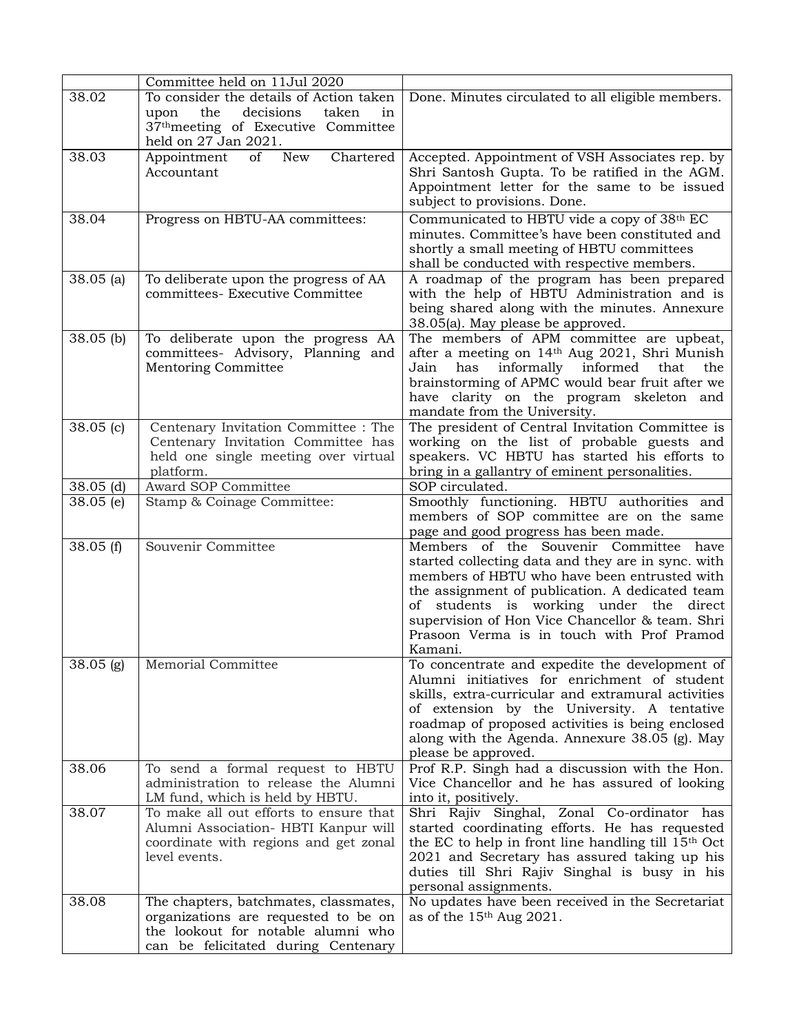| | | |
|---|---|---|
| | Committee held on 11Jul 2020 | |
| 38.02 | To consider the details of Action taken upon the decisions taken in 37thmeeting of Executive Committee held on 27 Jan 2021. | Done. Minutes circulated to all eligible members. |
| 38.03 | Appointment of New Chartered Accountant | Accepted. Appointment of VSH Associates rep. by Shri Santosh Gupta. To be ratified in the AGM. Appointment letter for the same to be issued subject to provisions. Done. |
| 38.04 | Progress on HBTU-AA committees: | Communicated to HBTU vide a copy of 38th EC minutes. Committee's have been constituted and shortly a small meeting of HBTU committees shall be conducted with respective members. |
| 38.05 (a) | To deliberate upon the progress of AA committees- Executive Committee | A roadmap of the program has been prepared with the help of HBTU Administration and is being shared along with the minutes. Annexure 38.05(a). May please be approved. |
| 38.05 (b) | To deliberate upon the progress AA committees- Advisory, Planning and Mentoring Committee | The members of APM committee are upbeat, after a meeting on 14th Aug 2021, Shri Munish Jain has informally informed that the brainstorming of APMC would bear fruit after we have clarity on the program skeleton and mandate from the University. |
| 38.05 (c) | Centenary Invitation Committee : The Centenary Invitation Committee has held one single meeting over virtual platform. | The president of Central Invitation Committee is working on the list of probable guests and speakers. VC HBTU has started his efforts to bring in a gallantry of eminent personalities. |
| 38.05 (d) | Award SOP Committee | SOP circulated. |
| 38.05 (e) | Stamp & Coinage Committee: | Smoothly functioning. HBTU authorities and members of SOP committee are on the same page and good progress has been made. |
| 38.05 (f) | Souvenir Committee | Members of the Souvenir Committee have started collecting data and they are in sync. with members of HBTU who have been entrusted with the assignment of publication. A dedicated team of students is working under the direct supervision of Hon Vice Chancellor & team. Shri Prasoon Verma is in touch with Prof Pramod Kamani. |
| 38.05 (g) | Memorial Committee | To concentrate and expedite the development of Alumni initiatives for enrichment of student skills, extra-curricular and extramural activities of extension by the University. A tentative roadmap of proposed activities is being enclosed along with the Agenda. Annexure 38.05 (g). May please be approved. |
| 38.06 | To send a formal request to HBTU administration to release the Alumni LM fund, which is held by HBTU. | Prof R.P. Singh had a discussion with the Hon. Vice Chancellor and he has assured of looking into it, positively. |
| 38.07 | To make all out efforts to ensure that Alumni Association- HBTI Kanpur will coordinate with regions and get zonal level events. | Shri Rajiv Singhal, Zonal Co-ordinator has started coordinating efforts. He has requested the EC to help in front line handling till 15th Oct 2021 and Secretary has assured taking up his duties till Shri Rajiv Singhal is busy in his personal assignments. |
| 38.08 | The chapters, batchmates, classmates, organizations are requested to be on the lookout for notable alumni who can be felicitated during Centenary | No updates have been received in the Secretariat as of the 15th Aug 2021. |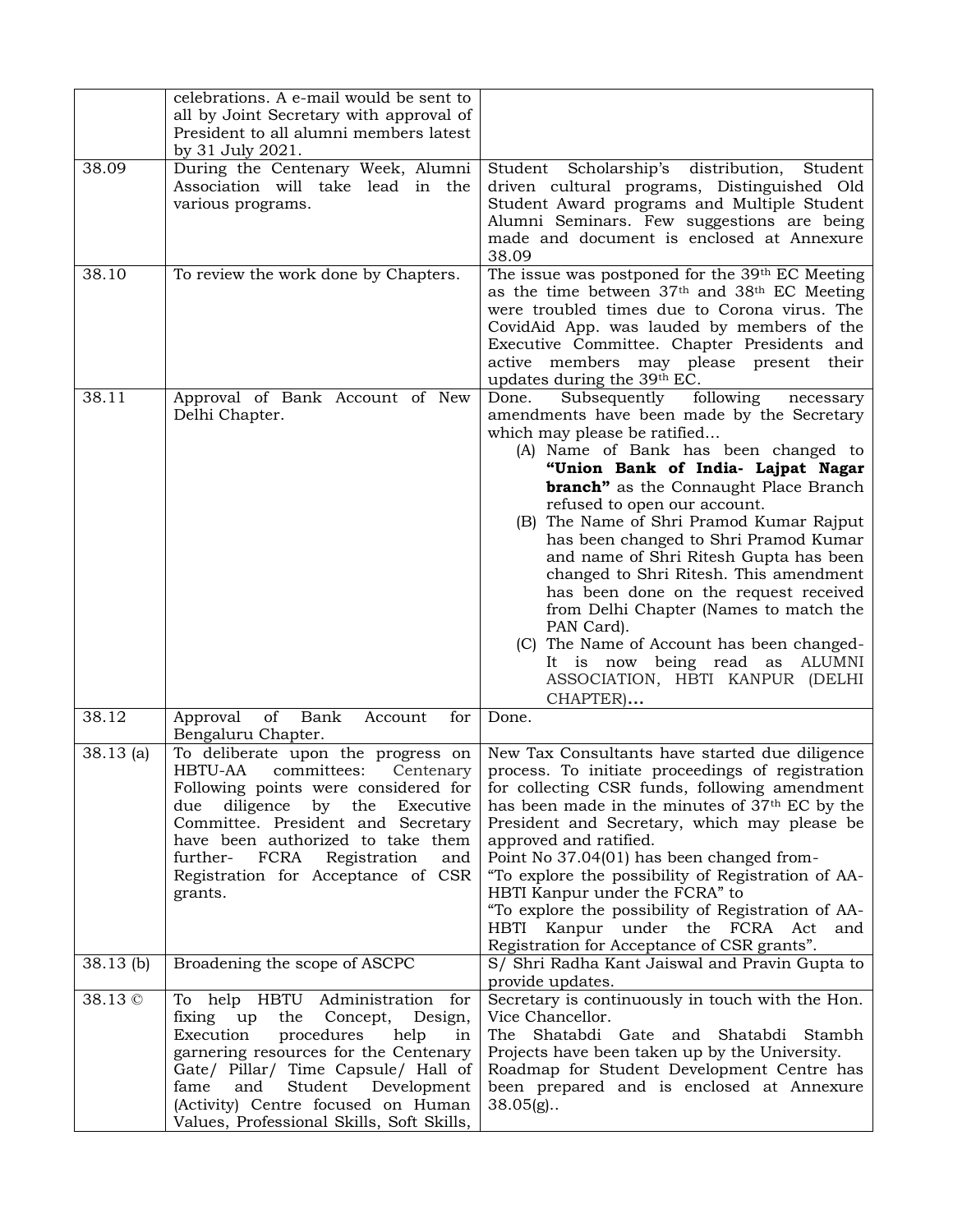|  |  |  |
|---|---|---|
|  | celebrations. A e-mail would be sent to all by Joint Secretary with approval of President to all alumni members latest by 31 July 2021. |  |
| 38.09 | During the Centenary Week, Alumni Association will take lead in the various programs. | Student Scholarship's distribution, Student driven cultural programs, Distinguished Old Student Award programs and Multiple Student Alumni Seminars. Few suggestions are being made and document is enclosed at Annexure 38.09 |
| 38.10 | To review the work done by Chapters. | The issue was postponed for the 39th EC Meeting as the time between 37th and 38th EC Meeting were troubled times due to Corona virus. The CovidAid App. was lauded by members of the Executive Committee. Chapter Presidents and active members may please present their updates during the 39th EC. |
| 38.11 | Approval of Bank Account of New Delhi Chapter. | Done. Subsequently following necessary amendments have been made by the Secretary which may please be ratified... (A) Name of Bank has been changed to **"Union Bank of India- Lajpat Nagar branch"** as the Connaught Place Branch refused to open our account. (B) The Name of Shri Pramod Kumar Rajput has been changed to Shri Pramod Kumar and name of Shri Ritesh Gupta has been changed to Shri Ritesh. This amendment has been done on the request received from Delhi Chapter (Names to match the PAN Card). (C) The Name of Account has been changed- It is now being read as ALUMNI ASSOCIATION, HBTI KANPUR (DELHI CHAPTER)**...** |
| 38.12 | Approval of Bank Account for Bengaluru Chapter. | Done. |
| 38.13 (a) | To deliberate upon the progress on HBTU-AA committees: Centenary Following points were considered for due diligence by the Executive Committee. President and Secretary have been authorized to take them further- FCRA Registration and Registration for Acceptance of CSR grants. | New Tax Consultants have started due diligence process. To initiate proceedings of registration for collecting CSR funds, following amendment has been made in the minutes of 37th EC by the President and Secretary, which may please be approved and ratified. Point No 37.04(01) has been changed from- "To explore the possibility of Registration of AA-HBTI Kanpur under the FCRA" to "To explore the possibility of Registration of AA-HBTI Kanpur under the FCRA Act and Registration for Acceptance of CSR grants". |
| 38.13 (b) | Broadening the scope of ASCPC | S/ Shri Radha Kant Jaiswal and Pravin Gupta to provide updates. |
| 38.13 © | To help HBTU Administration for fixing up the Concept, Design, Execution procedures help in garnering resources for the Centenary Gate/ Pillar/ Time Capsule/ Hall of fame and Student Development (Activity) Centre focused on Human Values, Professional Skills, Soft Skills, | Secretary is continuously in touch with the Hon. Vice Chancellor. The Shatabdi Gate and Shatabdi Stambh Projects have been taken up by the University. Roadmap for Student Development Centre has been prepared and is enclosed at Annexure 38.05(g).. |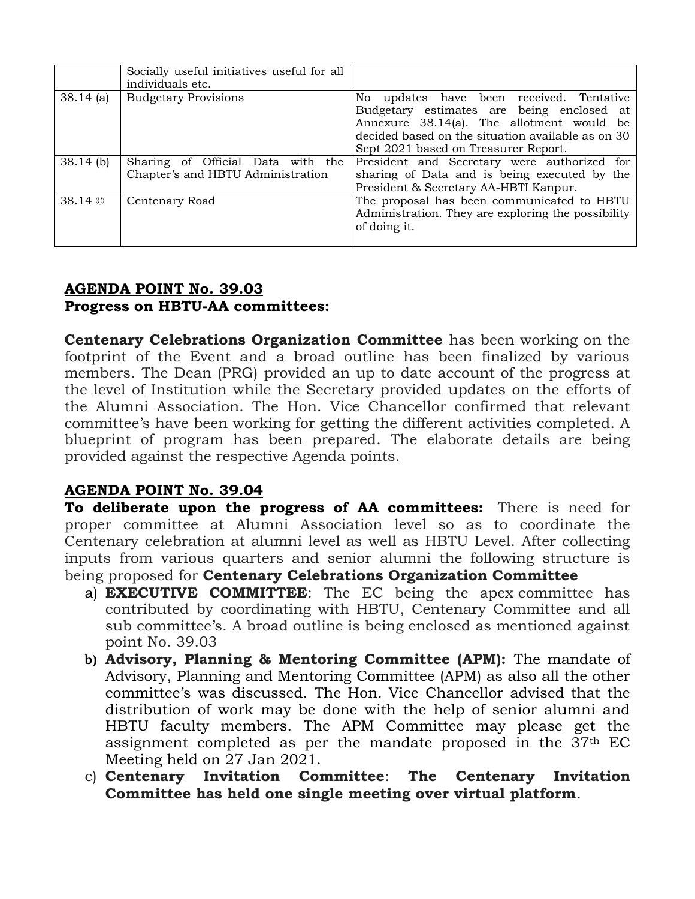| | | |
|---|---|---|
| | Socially useful initiatives useful for all individuals etc. | |
| 38.14 (a) | Budgetary Provisions | No updates have been received. Tentative Budgetary estimates are being enclosed at Annexure 38.14(a). The allotment would be decided based on the situation available as on 30 Sept 2021 based on Treasurer Report. |
| 38.14 (b) | Sharing of Official Data with the Chapter's and HBTU Administration | President and Secretary were authorized for sharing of Data and is being executed by the President & Secretary AA-HBTI Kanpur. |
| 38.14 © | Centenary Road | The proposal has been communicated to HBTU Administration. They are exploring the possibility of doing it. |

## AGENDA POINT No. 39.03

**Progress on HBTU-AA committees:**

**Centenary Celebrations Organization Committee** has been working on the footprint of the Event and a broad outline has been finalized by various members. The Dean (PRG) provided an up to date account of the progress at the level of Institution while the Secretary provided updates on the efforts of the Alumni Association. The Hon. Vice Chancellor confirmed that relevant committee's have been working for getting the different activities completed. A blueprint of program has been prepared. The elaborate details are being provided against the respective Agenda points.

## AGENDA POINT No. 39.04

**To deliberate upon the progress of AA committees:** There is need for proper committee at Alumni Association level so as to coordinate the Centenary celebration at alumni level as well as HBTU Level. After collecting inputs from various quarters and senior alumni the following structure is being proposed for **Centenary Celebrations Organization Committee**

a) **EXECUTIVE COMMITTEE**: The EC being the apex committee has contributed by coordinating with HBTU, Centenary Committee and all sub committee's. A broad outline is being enclosed as mentioned against point No. 39.03

b) **Advisory, Planning & Mentoring Committee (APM):** The mandate of Advisory, Planning and Mentoring Committee (APM) as also all the other committee's was discussed. The Hon. Vice Chancellor advised that the distribution of work may be done with the help of senior alumni and HBTU faculty members. The APM Committee may please get the assignment completed as per the mandate proposed in the 37th EC Meeting held on 27 Jan 2021.

c) **Centenary Invitation Committee**: **The Centenary Invitation Committee has held one single meeting over virtual platform**.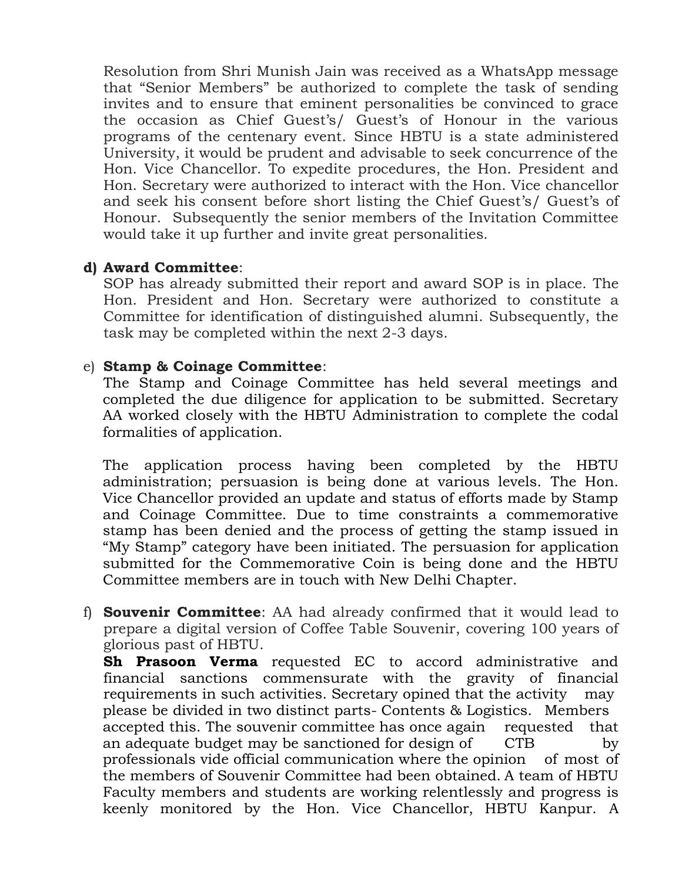Resolution from Shri Munish Jain was received as a WhatsApp message that "Senior Members" be authorized to complete the task of sending invites and to ensure that eminent personalities be convinced to grace the occasion as Chief Guest's/ Guest's of Honour in the various programs of the centenary event. Since HBTU is a state administered University, it would be prudent and advisable to seek concurrence of the Hon. Vice Chancellor. To expedite procedures, the Hon. President and Hon. Secretary were authorized to interact with the Hon. Vice chancellor and seek his consent before short listing the Chief Guest's/ Guest's of Honour. Subsequently the senior members of the Invitation Committee would take it up further and invite great personalities.

**d) Award Committee**:
SOP has already submitted their report and award SOP is in place. The Hon. President and Hon. Secretary were authorized to constitute a Committee for identification of distinguished alumni. Subsequently, the task may be completed within the next 2-3 days.

e) **Stamp & Coinage Committee**:
The Stamp and Coinage Committee has held several meetings and completed the due diligence for application to be submitted. Secretary AA worked closely with the HBTU Administration to complete the codal formalities of application.

The application process having been completed by the HBTU administration; persuasion is being done at various levels. The Hon. Vice Chancellor provided an update and status of efforts made by Stamp and Coinage Committee. Due to time constraints a commemorative stamp has been denied and the process of getting the stamp issued in "My Stamp" category have been initiated. The persuasion for application submitted for the Commemorative Coin is being done and the HBTU Committee members are in touch with New Delhi Chapter.

f) **Souvenir Committee**: AA had already confirmed that it would lead to prepare a digital version of Coffee Table Souvenir, covering 100 years of glorious past of HBTU.
**Sh Prasoon Verma** requested EC to accord administrative and financial sanctions commensurate with the gravity of financial requirements in such activities. Secretary opined that the activity may please be divided in two distinct parts- Contents & Logistics. Members accepted this. The souvenir committee has once again requested that an adequate budget may be sanctioned for design of CTB by professionals vide official communication where the opinion of most of the members of Souvenir Committee had been obtained. A team of HBTU Faculty members and students are working relentlessly and progress is keenly monitored by the Hon. Vice Chancellor, HBTU Kanpur. A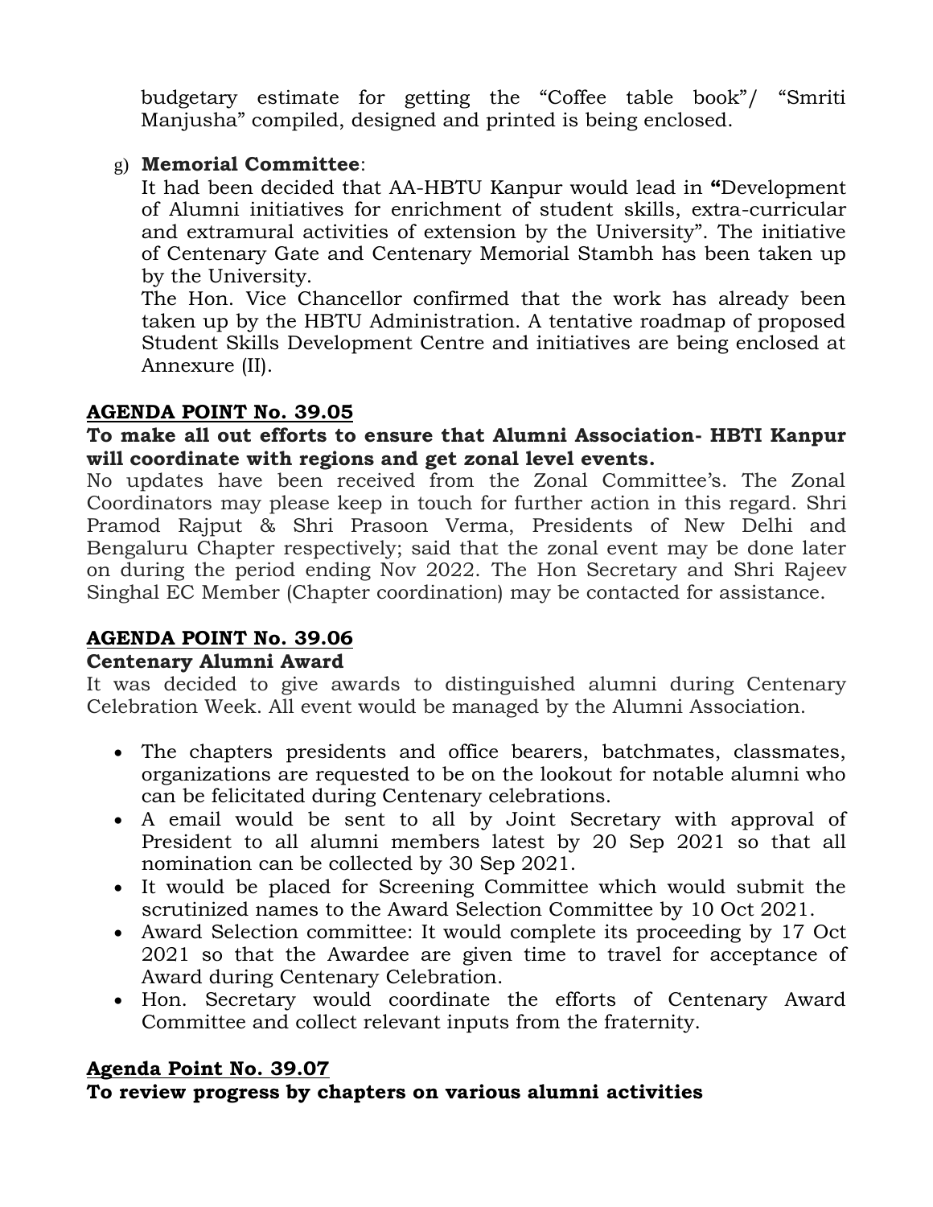budgetary estimate for getting the "Coffee table book"/ "Smriti Manjusha" compiled, designed and printed is being enclosed.

g) **Memorial Committee**:

It had been decided that AA-HBTU Kanpur would lead in **"**Development of Alumni initiatives for enrichment of student skills, extra-curricular and extramural activities of extension by the University". The initiative of Centenary Gate and Centenary Memorial Stambh has been taken up by the University.

The Hon. Vice Chancellor confirmed that the work has already been taken up by the HBTU Administration. A tentative roadmap of proposed Student Skills Development Centre and initiatives are being enclosed at Annexure (II).

## AGENDA POINT No. 39.05

**To make all out efforts to ensure that Alumni Association- HBTI Kanpur will coordinate with regions and get zonal level events.**

No updates have been received from the Zonal Committee's. The Zonal Coordinators may please keep in touch for further action in this regard. Shri Pramod Rajput & Shri Prasoon Verma, Presidents of New Delhi and Bengaluru Chapter respectively; said that the zonal event may be done later on during the period ending Nov 2022. The Hon Secretary and Shri Rajeev Singhal EC Member (Chapter coordination) may be contacted for assistance.

## AGENDA POINT No. 39.06

**Centenary Alumni Award**

It was decided to give awards to distinguished alumni during Centenary Celebration Week. All event would be managed by the Alumni Association.

- The chapters presidents and office bearers, batchmates, classmates, organizations are requested to be on the lookout for notable alumni who can be felicitated during Centenary celebrations.
- A email would be sent to all by Joint Secretary with approval of President to all alumni members latest by 20 Sep 2021 so that all nomination can be collected by 30 Sep 2021.
- It would be placed for Screening Committee which would submit the scrutinized names to the Award Selection Committee by 10 Oct 2021.
- Award Selection committee: It would complete its proceeding by 17 Oct 2021 so that the Awardee are given time to travel for acceptance of Award during Centenary Celebration.
- Hon. Secretary would coordinate the efforts of Centenary Award Committee and collect relevant inputs from the fraternity.

## Agenda Point No. 39.07

**To review progress by chapters on various alumni activities**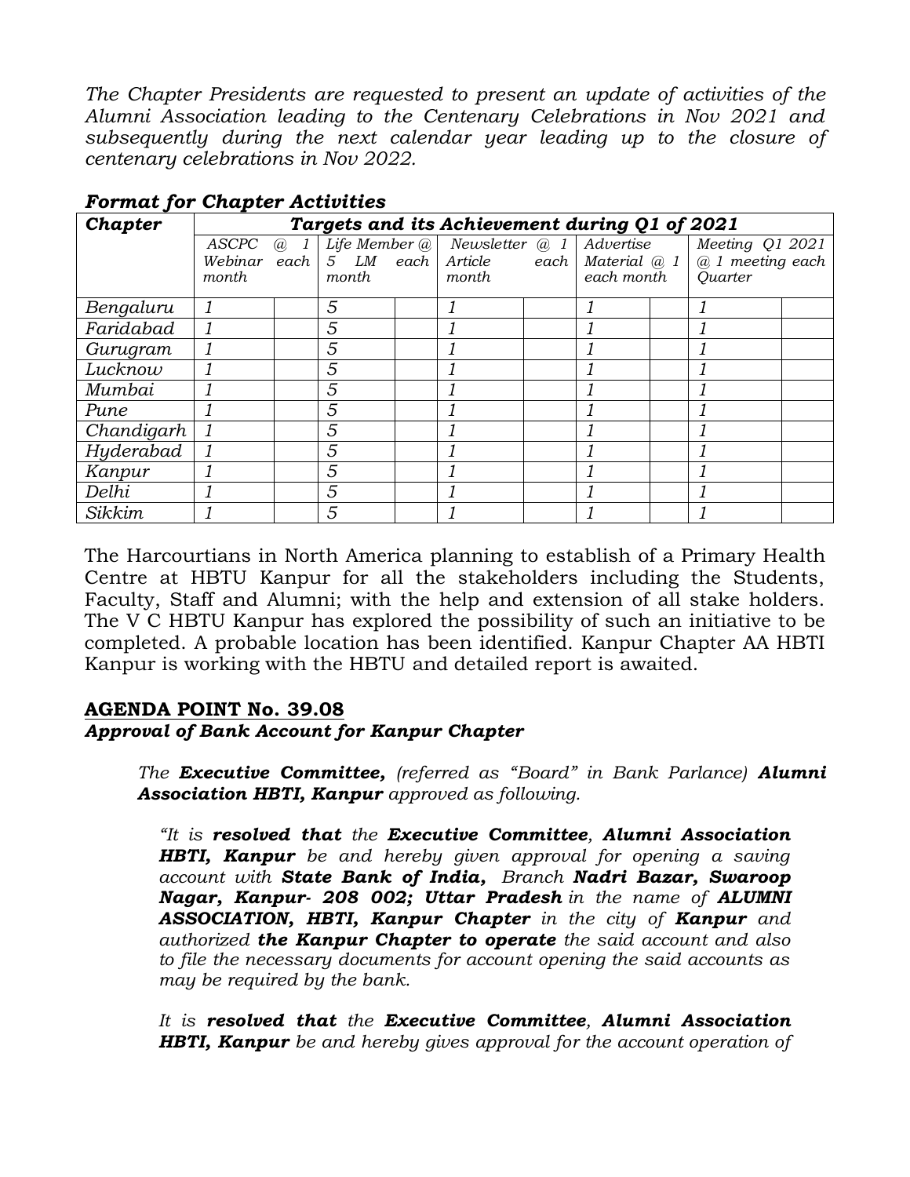*The Chapter Presidents are requested to present an update of activities of the Alumni Association leading to the Centenary Celebrations in Nov 2021 and subsequently during the next calendar year leading up to the closure of centenary celebrations in Nov 2022.*

***Format for Chapter Activities***

| ***Chapter*** | ***Targets and its Achievement during Q1 of 2021*** | | | | | | | | | |
|---|---|---|---|---|---|---|---|---|---|---|
| | *ASCPC @ 1 Webinar each month* | | *Life Member @ 5 LM each month* | | *Newsletter @ 1 Article each month* | | *Advertise Material @ 1 each month* | | *Meeting Q1 2021 @ 1 meeting each Quarter* | |
| *Bengaluru* | *1* | | *5* | | *1* | | *1* | | *1* | |
| *Faridabad* | *1* | | *5* | | *1* | | *1* | | *1* | |
| *Gurugram* | *1* | | *5* | | *1* | | *1* | | *1* | |
| *Lucknow* | *1* | | *5* | | *1* | | *1* | | *1* | |
| *Mumbai* | *1* | | *5* | | *1* | | *1* | | *1* | |
| *Pune* | *1* | | *5* | | *1* | | *1* | | *1* | |
| *Chandigarh* | *1* | | *5* | | *1* | | *1* | | *1* | |
| *Hyderabad* | *1* | | *5* | | *1* | | *1* | | *1* | |
| *Kanpur* | *1* | | *5* | | *1* | | *1* | | *1* | |
| *Delhi* | *1* | | *5* | | *1* | | *1* | | *1* | |
| *Sikkim* | *1* | | *5* | | *1* | | *1* | | *1* | |

The Harcourtians in North America planning to establish of a Primary Health Centre at HBTU Kanpur for all the stakeholders including the Students, Faculty, Staff and Alumni; with the help and extension of all stake holders. The V C HBTU Kanpur has explored the possibility of such an initiative to be completed. A probable location has been identified. Kanpur Chapter AA HBTI Kanpur is working with the HBTU and detailed report is awaited.

## AGENDA POINT No. 39.08

***Approval of Bank Account for Kanpur Chapter***

*The **Executive Committee,** (referred as "Board" in Bank Parlance) **Alumni Association HBTI, Kanpur** approved as following.*

*"It is **resolved that** the **Executive Committee**, **Alumni Association HBTI, Kanpur** be and hereby given approval for opening a saving account with **State Bank of India,** Branch **Nadri Bazar, Swaroop Nagar, Kanpur- 208 002; Uttar Pradesh** in the name of **ALUMNI ASSOCIATION, HBTI, Kanpur Chapter** in the city of **Kanpur** and authorized **the Kanpur Chapter to operate** the said account and also to file the necessary documents for account opening the said accounts as may be required by the bank.*

*It is **resolved that** the **Executive Committee**, **Alumni Association HBTI, Kanpur** be and hereby gives approval for the account operation of*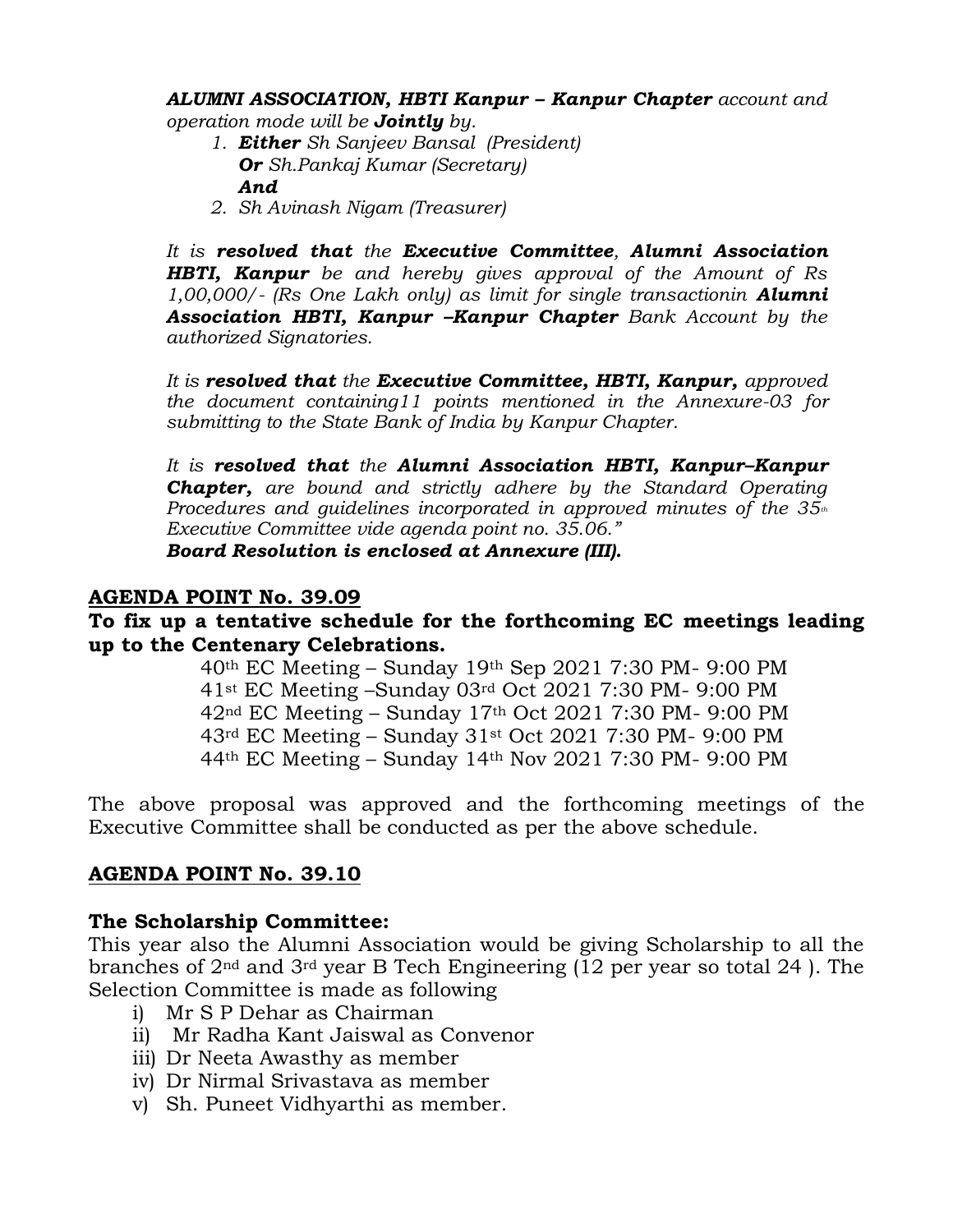***ALUMNI ASSOCIATION, HBTI Kanpur – Kanpur Chapter** account and operation mode will be **Jointly** by.*

1. ***Either** Sh Sanjeev Bansal (President)*
   ***Or** Sh.Pankaj Kumar (Secretary)*
   ***And***
2. *Sh Avinash Nigam (Treasurer)*

*It is **resolved that** the **Executive Committee**, **Alumni Association HBTI, Kanpur** be and hereby gives approval of the Amount of Rs 1,00,000/- (Rs One Lakh only) as limit for single transactionin **Alumni Association HBTI, Kanpur –Kanpur Chapter** Bank Account by the authorized Signatories.*

*It is **resolved that** the **Executive Committee, HBTI, Kanpur,** approved the document containing11 points mentioned in the Annexure-03 for submitting to the State Bank of India by Kanpur Chapter.*

*It is **resolved that** the **Alumni Association HBTI, Kanpur–Kanpur Chapter,** are bound and strictly adhere by the Standard Operating Procedures and guidelines incorporated in approved minutes of the 35th Executive Committee vide agenda point no. 35.06."*
***Board Resolution is enclosed at Annexure (III).***

## AGENDA POINT No. 39.09

**To fix up a tentative schedule for the forthcoming EC meetings leading up to the Centenary Celebrations.**

40th EC Meeting – Sunday 19th Sep 2021 7:30 PM- 9:00 PM
41st EC Meeting –Sunday 03rd Oct 2021 7:30 PM- 9:00 PM
42nd EC Meeting – Sunday 17th Oct 2021 7:30 PM- 9:00 PM
43rd EC Meeting – Sunday 31st Oct 2021 7:30 PM- 9:00 PM
44th EC Meeting – Sunday 14th Nov 2021 7:30 PM- 9:00 PM

The above proposal was approved and the forthcoming meetings of the Executive Committee shall be conducted as per the above schedule.

## AGENDA POINT No. 39.10

**The Scholarship Committee:**

This year also the Alumni Association would be giving Scholarship to all the branches of 2nd and 3rd year B Tech Engineering (12 per year so total 24 ). The Selection Committee is made as following

i) Mr S P Dehar as Chairman
ii) Mr Radha Kant Jaiswal as Convenor
iii) Dr Neeta Awasthy as member
iv) Dr Nirmal Srivastava as member
v) Sh. Puneet Vidhyarthi as member.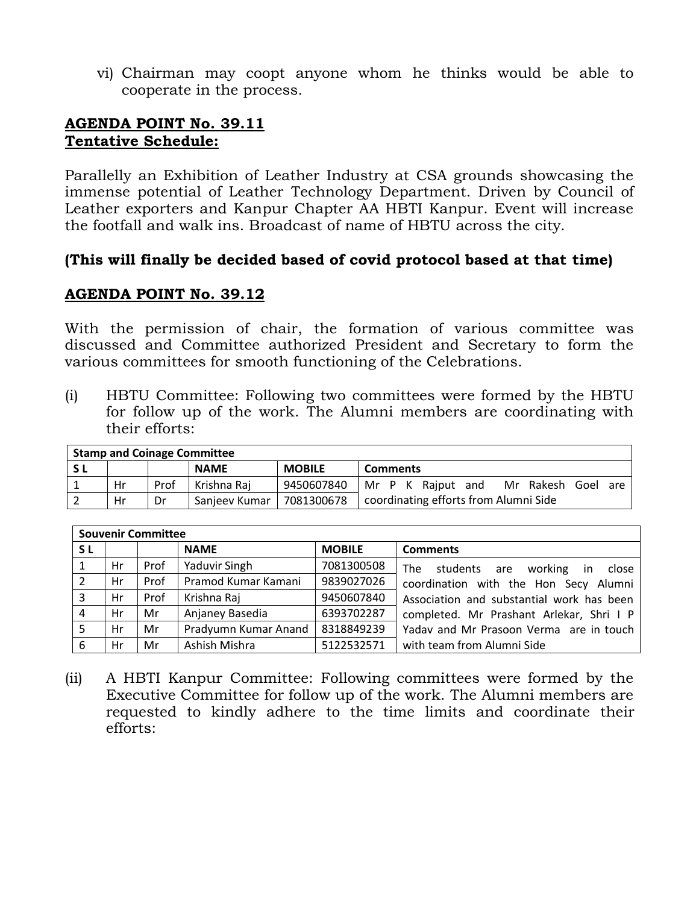vi) Chairman may coopt anyone whom he thinks would be able to cooperate in the process.

## AGENDA POINT No. 39.11
## Tentative Schedule:

Parallelly an Exhibition of Leather Industry at CSA grounds showcasing the immense potential of Leather Technology Department. Driven by Council of Leather exporters and Kanpur Chapter AA HBTI Kanpur. Event will increase the footfall and walk ins. Broadcast of name of HBTU across the city.

**(This will finally be decided based of covid protocol based at that time)**

## AGENDA POINT No. 39.12

With the permission of chair, the formation of various committee was discussed and Committee authorized President and Secretary to form the various committees for smooth functioning of the Celebrations.

(i) HBTU Committee: Following two committees were formed by the HBTU for follow up of the work. The Alumni members are coordinating with their efforts:

| Stamp and Coinage Committee | | | | | |
|---|---|---|---|---|---|
| S L | | | NAME | MOBILE | Comments |
| 1 | Hr | Prof | Krishna Raj | 9450607840 | Mr P K Rajput and Mr Rakesh Goel are coordinating efforts from Alumni Side |
| 2 | Hr | Dr | Sanjeev Kumar | 7081300678 | |

| Souvenir Committee | | | | | |
|---|---|---|---|---|---|
| S L | | | NAME | MOBILE | Comments |
| 1 | Hr | Prof | Yaduvir Singh | 7081300508 | The students are working in close coordination with the Hon Secy Alumni Association and substantial work has been completed. Mr Prashant Arlekar, Shri I P Yadav and Mr Prasoon Verma are in touch with team from Alumni Side |
| 2 | Hr | Prof | Pramod Kumar Kamani | 9839027026 | |
| 3 | Hr | Prof | Krishna Raj | 9450607840 | |
| 4 | Hr | Mr | Anjaney Basedia | 6393702287 | |
| 5 | Hr | Mr | Pradyumn Kumar Anand | 8318849239 | |
| 6 | Hr | Mr | Ashish Mishra | 5122532571 | |

(ii) A HBTI Kanpur Committee: Following committees were formed by the Executive Committee for follow up of the work. The Alumni members are requested to kindly adhere to the time limits and coordinate their efforts: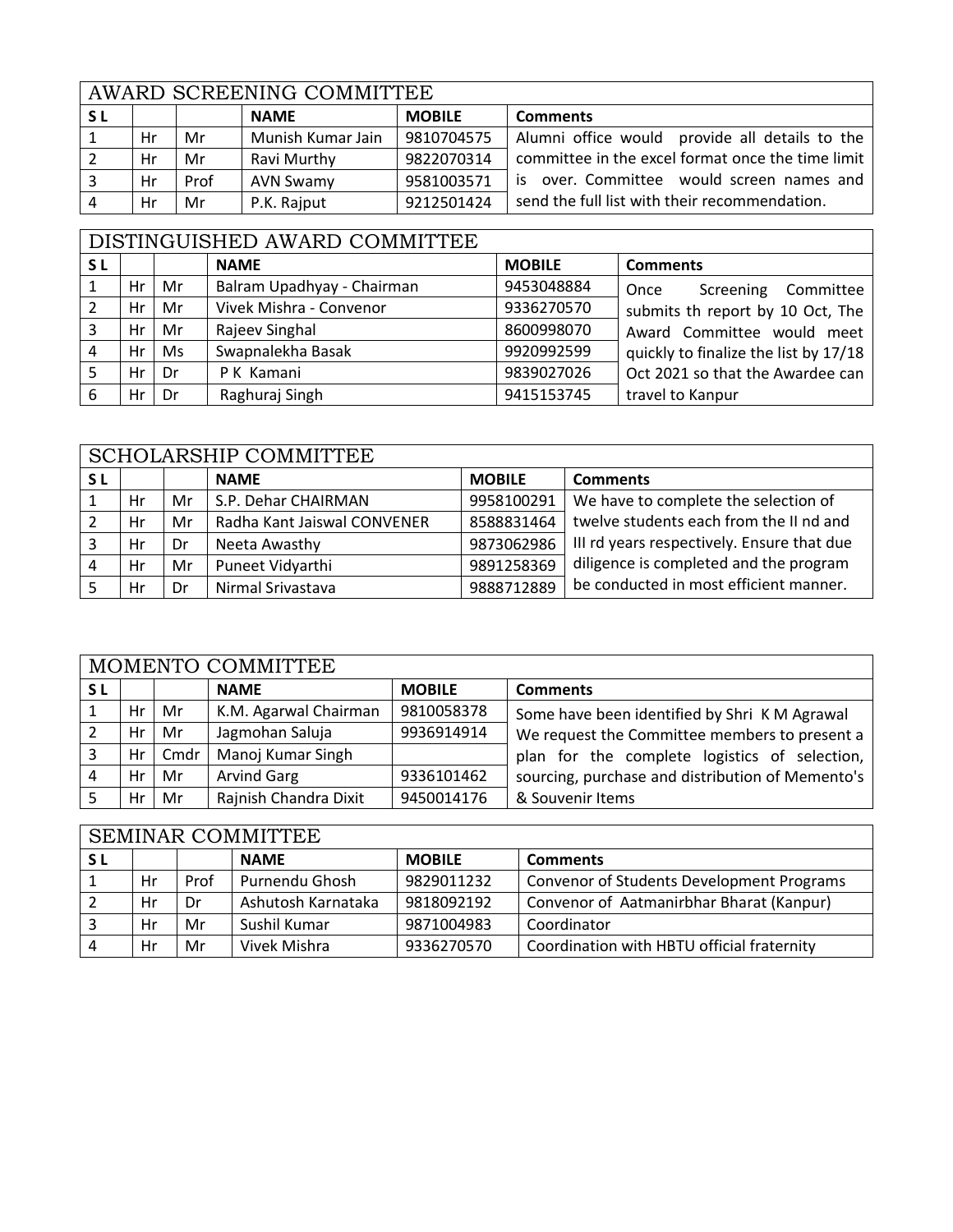| AWARD SCREENING COMMITTEE | | | | | |
|---|---|---|---|---|---|
| **S L** | | | **NAME** | **MOBILE** | **Comments** |
| 1 | Hr | Mr | Munish Kumar Jain | 9810704575 | Alumni office would provide all details to the committee in the excel format once the time limit is over. Committee would screen names and send the full list with their recommendation. |
| 2 | Hr | Mr | Ravi Murthy | 9822070314 | |
| 3 | Hr | Prof | AVN Swamy | 9581003571 | |
| 4 | Hr | Mr | P.K. Rajput | 9212501424 | |

| DISTINGUISHED AWARD COMMITTEE | | | | | |
|---|---|---|---|---|---|
| **S L** | | | **NAME** | **MOBILE** | **Comments** |
| 1 | Hr | Mr | Balram Upadhyay - Chairman | 9453048884 | Once Screening Committee submits th report by 10 Oct, The Award Committee would meet quickly to finalize the list by 17/18 Oct 2021 so that the Awardee can travel to Kanpur |
| 2 | Hr | Mr | Vivek Mishra - Convenor | 9336270570 | |
| 3 | Hr | Mr | Rajeev Singhal | 8600998070 | |
| 4 | Hr | Ms | Swapnalekha Basak | 9920992599 | |
| 5 | Hr | Dr | P K Kamani | 9839027026 | |
| 6 | Hr | Dr | Raghuraj Singh | 9415153745 | |

| SCHOLARSHIP COMMITTEE | | | | | |
|---|---|---|---|---|---|
| **S L** | | | **NAME** | **MOBILE** | **Comments** |
| 1 | Hr | Mr | S.P. Dehar CHAIRMAN | 9958100291 | We have to complete the selection of twelve students each from the II nd and III rd years respectively. Ensure that due diligence is completed and the program be conducted in most efficient manner. |
| 2 | Hr | Mr | Radha Kant Jaiswal CONVENER | 8588831464 | |
| 3 | Hr | Dr | Neeta Awasthy | 9873062986 | |
| 4 | Hr | Mr | Puneet Vidyarthi | 9891258369 | |
| 5 | Hr | Dr | Nirmal Srivastava | 9888712889 | |

| MOMENTO COMMITTEE | | | | | |
|---|---|---|---|---|---|
| **S L** | | | **NAME** | **MOBILE** | **Comments** |
| 1 | Hr | Mr | K.M. Agarwal Chairman | 9810058378 | Some have been identified by Shri K M Agrawal We request the Committee members to present a plan for the complete logistics of selection, sourcing, purchase and distribution of Memento's & Souvenir Items |
| 2 | Hr | Mr | Jagmohan Saluja | 9936914914 | |
| 3 | Hr | Cmdr | Manoj Kumar Singh | | |
| 4 | Hr | Mr | Arvind Garg | 9336101462 | |
| 5 | Hr | Mr | Rajnish Chandra Dixit | 9450014176 | |

| SEMINAR COMMITTEE | | | | | |
|---|---|---|---|---|---|
| **S L** | | | **NAME** | **MOBILE** | **Comments** |
| 1 | Hr | Prof | Purnendu Ghosh | 9829011232 | Convenor of Students Development Programs |
| 2 | Hr | Dr | Ashutosh Karnataka | 9818092192 | Convenor of Aatmanirbhar Bharat (Kanpur) |
| 3 | Hr | Mr | Sushil Kumar | 9871004983 | Coordinator |
| 4 | Hr | Mr | Vivek Mishra | 9336270570 | Coordination with HBTU official fraternity |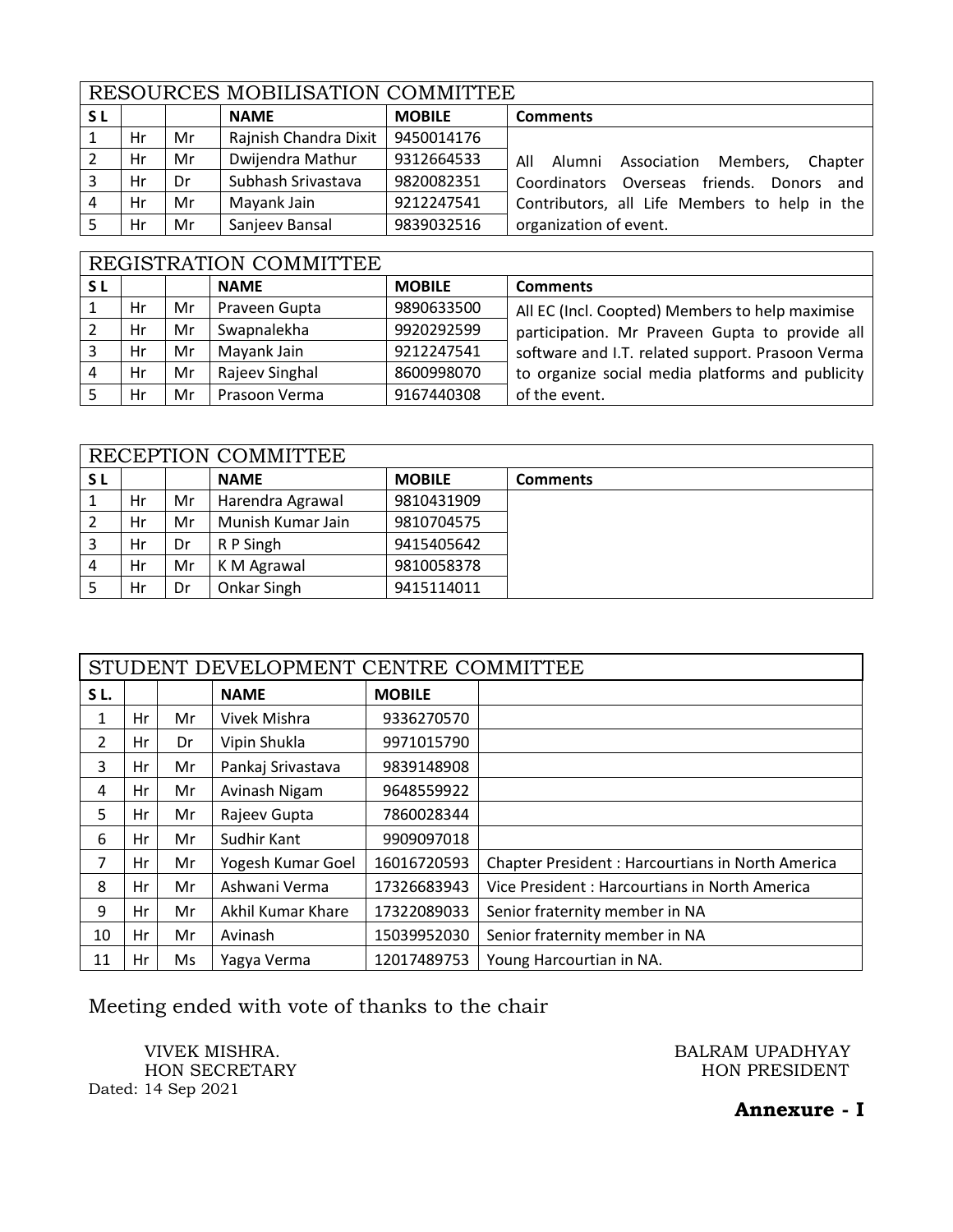| RESOURCES MOBILISATION COMMITTEE | | | | | |
|---|---|---|---|---|---|
| **S L** | | | **NAME** | **MOBILE** | **Comments** |
| 1 | Hr | Mr | Rajnish Chandra Dixit | 9450014176 | All Alumni Association Members, Chapter Coordinators Overseas friends. Donors and Contributors, all Life Members to help in the organization of event. |
| 2 | Hr | Mr | Dwijendra Mathur | 9312664533 | |
| 3 | Hr | Dr | Subhash Srivastava | 9820082351 | |
| 4 | Hr | Mr | Mayank Jain | 9212247541 | |
| 5 | Hr | Mr | Sanjeev Bansal | 9839032516 | |

| REGISTRATION COMMITTEE | | | | | |
|---|---|---|---|---|---|
| **S L** | | | **NAME** | **MOBILE** | **Comments** |
| 1 | Hr | Mr | Praveen Gupta | 9890633500 | All EC (Incl. Coopted) Members to help maximise participation. Mr Praveen Gupta to provide all software and I.T. related support. Prasoon Verma to organize social media platforms and publicity of the event. |
| 2 | Hr | Mr | Swapnalekha | 9920292599 | |
| 3 | Hr | Mr | Mayank Jain | 9212247541 | |
| 4 | Hr | Mr | Rajeev Singhal | 8600998070 | |
| 5 | Hr | Mr | Prasoon Verma | 9167440308 | |

| RECEPTION COMMITTEE | | | | | |
|---|---|---|---|---|---|
| **S L** | | | **NAME** | **MOBILE** | **Comments** |
| 1 | Hr | Mr | Harendra Agrawal | 9810431909 | |
| 2 | Hr | Mr | Munish Kumar Jain | 9810704575 | |
| 3 | Hr | Dr | R P Singh | 9415405642 | |
| 4 | Hr | Mr | K M Agrawal | 9810058378 | |
| 5 | Hr | Dr | Onkar Singh | 9415114011 | |

| STUDENT DEVELOPMENT CENTRE COMMITTEE | | | | | |
|---|---|---|---|---|---|
| **S L.** | | | **NAME** | **MOBILE** | |
| 1 | Hr | Mr | Vivek Mishra | 9336270570 | |
| 2 | Hr | Dr | Vipin Shukla | 9971015790 | |
| 3 | Hr | Mr | Pankaj Srivastava | 9839148908 | |
| 4 | Hr | Mr | Avinash Nigam | 9648559922 | |
| 5 | Hr | Mr | Rajeev Gupta | 7860028344 | |
| 6 | Hr | Mr | Sudhir Kant | 9909097018 | |
| 7 | Hr | Mr | Yogesh Kumar Goel | 16016720593 | Chapter President : Harcourtians in North America |
| 8 | Hr | Mr | Ashwani Verma | 17326683943 | Vice President : Harcourtians in North America |
| 9 | Hr | Mr | Akhil Kumar Khare | 17322089033 | Senior fraternity member in NA |
| 10 | Hr | Mr | Avinash | 15039952030 | Senior fraternity member in NA |
| 11 | Hr | Ms | Yagya Verma | 12017489753 | Young Harcourtian in NA. |

Meeting ended with vote of thanks to the chair

VIVEK MISHRA.
HON SECRETARY

BALRAM UPADHYAY
HON PRESIDENT

Dated: 14 Sep 2021

**Annexure - I**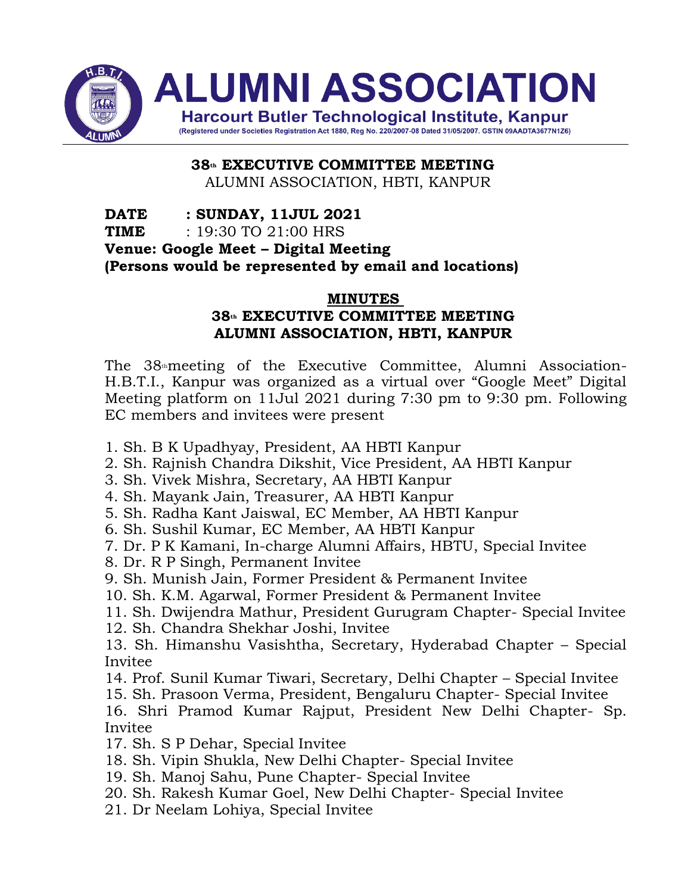# ALUMNI ASSOCIATION

**Harcourt Butler Technological Institute, Kanpur**

(Registered under Societies Registration Act 1880, Reg No. 220/2007-08 Dated 31/05/2007. GSTIN 09AADTA3677N1Z6)

**38th EXECUTIVE COMMITTEE MEETING**
ALUMNI ASSOCIATION, HBTI, KANPUR

**DATE : SUNDAY, 11JUL 2021**
**TIME** : 19:30 TO 21:00 HRS
**Venue: Google Meet – Digital Meeting**
**(Persons would be represented by email and locations)**

## MINUTES
## 38th EXECUTIVE COMMITTEE MEETING
## ALUMNI ASSOCIATION, HBTI, KANPUR

The 38th meeting of the Executive Committee, Alumni Association-H.B.T.I., Kanpur was organized as a virtual over "Google Meet" Digital Meeting platform on 11Jul 2021 during 7:30 pm to 9:30 pm. Following EC members and invitees were present

1. Sh. B K Upadhyay, President, AA HBTI Kanpur
2. Sh. Rajnish Chandra Dikshit, Vice President, AA HBTI Kanpur
3. Sh. Vivek Mishra, Secretary, AA HBTI Kanpur
4. Sh. Mayank Jain, Treasurer, AA HBTI Kanpur
5. Sh. Radha Kant Jaiswal, EC Member, AA HBTI Kanpur
6. Sh. Sushil Kumar, EC Member, AA HBTI Kanpur
7. Dr. P K Kamani, In-charge Alumni Affairs, HBTU, Special Invitee
8. Dr. R P Singh, Permanent Invitee
9. Sh. Munish Jain, Former President & Permanent Invitee
10. Sh. K.M. Agarwal, Former President & Permanent Invitee
11. Sh. Dwijendra Mathur, President Gurugram Chapter- Special Invitee
12. Sh. Chandra Shekhar Joshi, Invitee
13. Sh. Himanshu Vasishtha, Secretary, Hyderabad Chapter – Special Invitee
14. Prof. Sunil Kumar Tiwari, Secretary, Delhi Chapter – Special Invitee
15. Sh. Prasoon Verma, President, Bengaluru Chapter- Special Invitee
16. Shri Pramod Kumar Rajput, President New Delhi Chapter- Sp. Invitee
17. Sh. S P Dehar, Special Invitee
18. Sh. Vipin Shukla, New Delhi Chapter- Special Invitee
19. Sh. Manoj Sahu, Pune Chapter- Special Invitee
20. Sh. Rakesh Kumar Goel, New Delhi Chapter- Special Invitee
21. Dr Neelam Lohiya, Special Invitee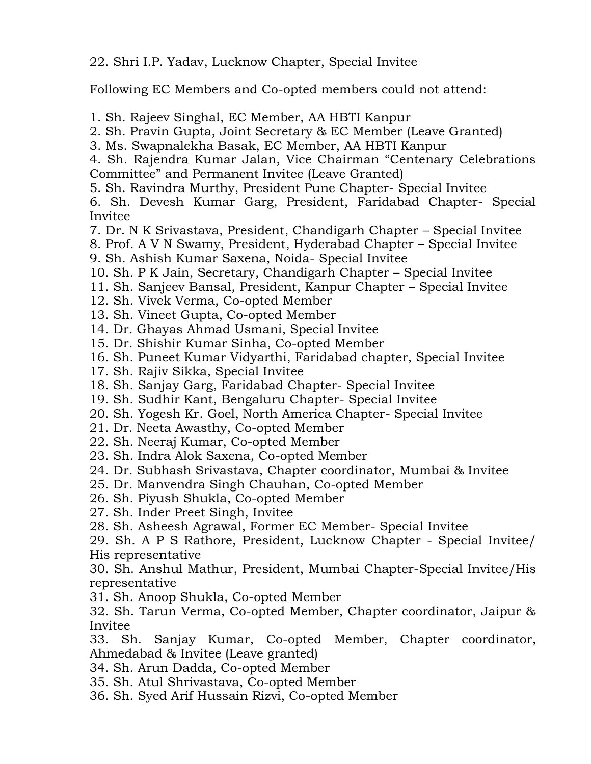22. Shri I.P. Yadav, Lucknow Chapter, Special Invitee

Following EC Members and Co-opted members could not attend:

1. Sh. Rajeev Singhal, EC Member, AA HBTI Kanpur
2. Sh. Pravin Gupta, Joint Secretary & EC Member (Leave Granted)
3. Ms. Swapnalekha Basak, EC Member, AA HBTI Kanpur
4. Sh. Rajendra Kumar Jalan, Vice Chairman "Centenary Celebrations Committee" and Permanent Invitee (Leave Granted)
5. Sh. Ravindra Murthy, President Pune Chapter- Special Invitee
6. Sh. Devesh Kumar Garg, President, Faridabad Chapter- Special Invitee
7. Dr. N K Srivastava, President, Chandigarh Chapter – Special Invitee
8. Prof. A V N Swamy, President, Hyderabad Chapter – Special Invitee
9. Sh. Ashish Kumar Saxena, Noida- Special Invitee
10. Sh. P K Jain, Secretary, Chandigarh Chapter – Special Invitee
11. Sh. Sanjeev Bansal, President, Kanpur Chapter – Special Invitee
12. Sh. Vivek Verma, Co-opted Member
13. Sh. Vineet Gupta, Co-opted Member
14. Dr. Ghayas Ahmad Usmani, Special Invitee
15. Dr. Shishir Kumar Sinha, Co-opted Member
16. Sh. Puneet Kumar Vidyarthi, Faridabad chapter, Special Invitee
17. Sh. Rajiv Sikka, Special Invitee
18. Sh. Sanjay Garg, Faridabad Chapter- Special Invitee
19. Sh. Sudhir Kant, Bengaluru Chapter- Special Invitee
20. Sh. Yogesh Kr. Goel, North America Chapter- Special Invitee
21. Dr. Neeta Awasthy, Co-opted Member
22. Sh. Neeraj Kumar, Co-opted Member
23. Sh. Indra Alok Saxena, Co-opted Member
24. Dr. Subhash Srivastava, Chapter coordinator, Mumbai & Invitee
25. Dr. Manvendra Singh Chauhan, Co-opted Member
26. Sh. Piyush Shukla, Co-opted Member
27. Sh. Inder Preet Singh, Invitee
28. Sh. Asheesh Agrawal, Former EC Member- Special Invitee
29. Sh. A P S Rathore, President, Lucknow Chapter - Special Invitee/ His representative
30. Sh. Anshul Mathur, President, Mumbai Chapter-Special Invitee/His representative
31. Sh. Anoop Shukla, Co-opted Member
32. Sh. Tarun Verma, Co-opted Member, Chapter coordinator, Jaipur & Invitee
33. Sh. Sanjay Kumar, Co-opted Member, Chapter coordinator, Ahmedabad & Invitee (Leave granted)
34. Sh. Arun Dadda, Co-opted Member
35. Sh. Atul Shrivastava, Co-opted Member
36. Sh. Syed Arif Hussain Rizvi, Co-opted Member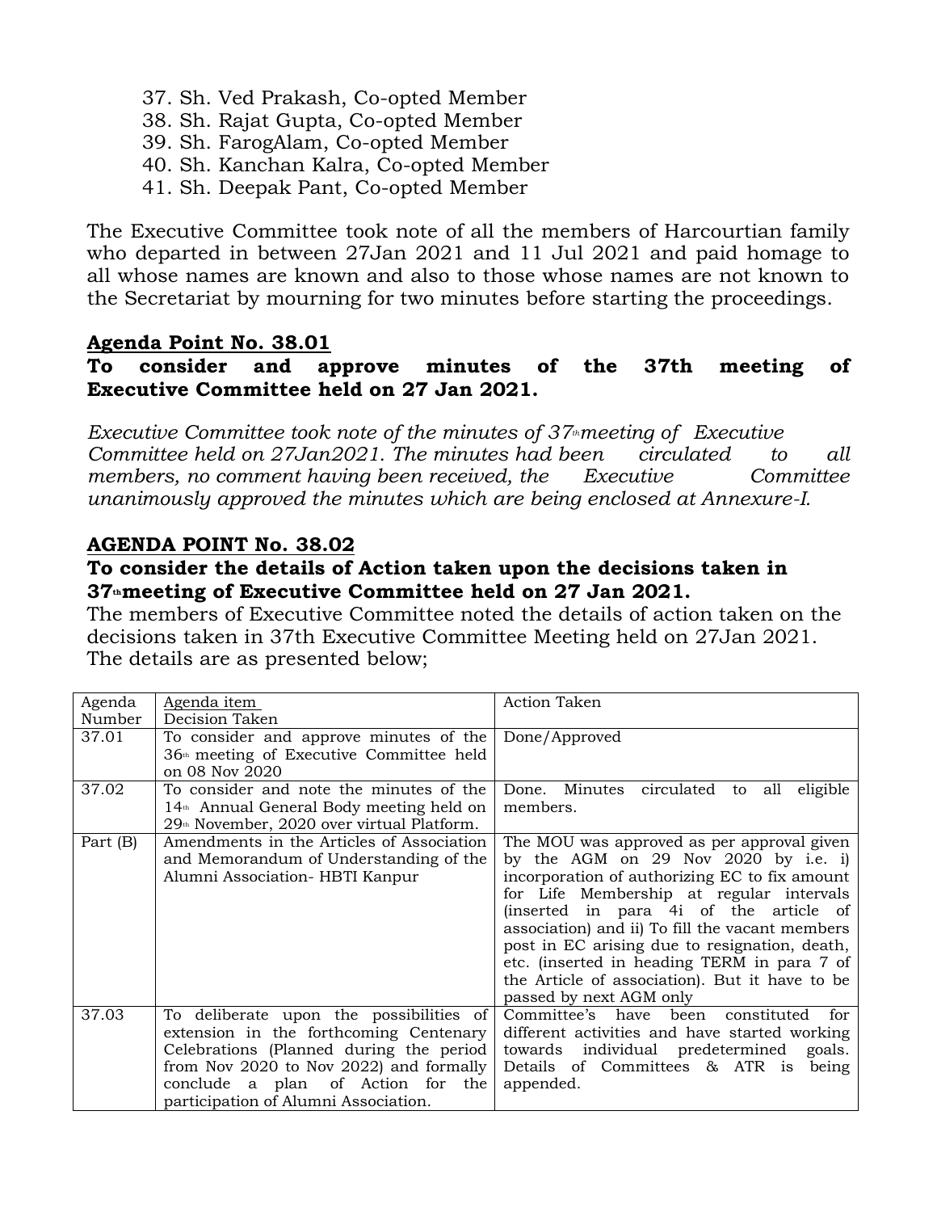37. Sh. Ved Prakash, Co-opted Member
38. Sh. Rajat Gupta, Co-opted Member
39. Sh. FarogAlam, Co-opted Member
40. Sh. Kanchan Kalra, Co-opted Member
41. Sh. Deepak Pant, Co-opted Member

The Executive Committee took note of all the members of Harcourtian family who departed in between 27Jan 2021 and 11 Jul 2021 and paid homage to all whose names are known and also to those whose names are not known to the Secretariat by mourning for two minutes before starting the proceedings.

**Agenda Point No. 38.01**

**To consider and approve minutes of the 37th meeting of Executive Committee held on 27 Jan 2021.**

*Executive Committee took note of the minutes of 37th meeting of Executive Committee held on 27Jan2021. The minutes had been circulated to all members, no comment having been received, the Executive Committee unanimously approved the minutes which are being enclosed at Annexure-I.*

**AGENDA POINT No. 38.02**

**To consider the details of Action taken upon the decisions taken in 37th meeting of Executive Committee held on 27 Jan 2021.**

The members of Executive Committee noted the details of action taken on the decisions taken in 37th Executive Committee Meeting held on 27Jan 2021. The details are as presented below;

| Agenda Number | Agenda item Decision Taken | Action Taken |
|---|---|---|
| 37.01 | To consider and approve minutes of the 36th meeting of Executive Committee held on 08 Nov 2020 | Done/Approved |
| 37.02 | To consider and note the minutes of the 14th Annual General Body meeting held on 29th November, 2020 over virtual Platform. | Done. Minutes circulated to all eligible members. |
| Part (B) | Amendments in the Articles of Association and Memorandum of Understanding of the Alumni Association- HBTI Kanpur | The MOU was approved as per approval given by the AGM on 29 Nov 2020 by i.e. i) incorporation of authorizing EC to fix amount for Life Membership at regular intervals (inserted in para 4i of the article of association) and ii) To fill the vacant members post in EC arising due to resignation, death, etc. (inserted in heading TERM in para 7 of the Article of association). But it have to be passed by next AGM only |
| 37.03 | To deliberate upon the possibilities of extension in the forthcoming Centenary Celebrations (Planned during the period from Nov 2020 to Nov 2022) and formally conclude a plan of Action for the participation of Alumni Association. | Committee's have been constituted for different activities and have started working towards individual predetermined goals. Details of Committees & ATR is being appended. |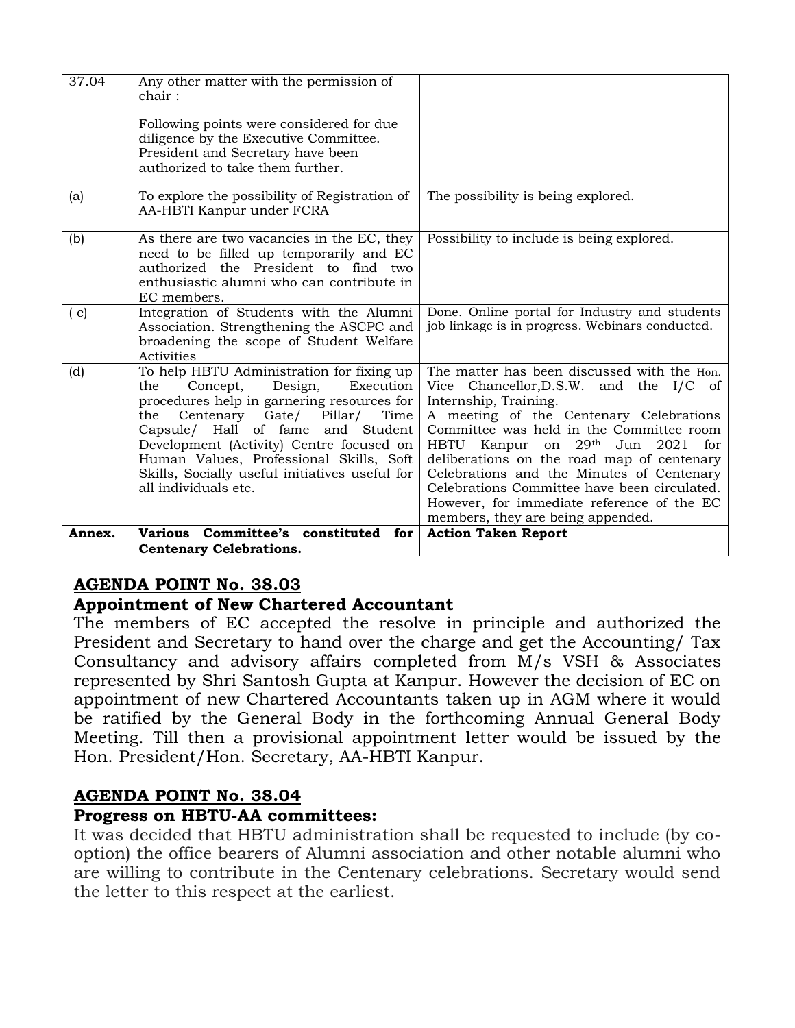| 37.04 | Any other matter with the permission of chair :<br><br>Following points were considered for due diligence by the Executive Committee. President and Secretary have been authorized to take them further. | |
|---|---|---|
| (a) | To explore the possibility of Registration of AA-HBTI Kanpur under FCRA | The possibility is being explored. |
| (b) | As there are two vacancies in the EC, they need to be filled up temporarily and EC authorized the President to find two enthusiastic alumni who can contribute in EC members. | Possibility to include is being explored. |
| ( c) | Integration of Students with the Alumni Association. Strengthening the ASCPC and broadening the scope of Student Welfare Activities | Done. Online portal for Industry and students job linkage is in progress. Webinars conducted. |
| (d) | To help HBTU Administration for fixing up the Concept, Design, Execution procedures help in garnering resources for the Centenary Gate/ Pillar/ Time Capsule/ Hall of fame and Student Development (Activity) Centre focused on Human Values, Professional Skills, Soft Skills, Socially useful initiatives useful for all individuals etc. | The matter has been discussed with the Hon. Vice Chancellor,D.S.W. and the I/C of Internship, Training.<br>A meeting of the Centenary Celebrations Committee was held in the Committee room HBTU Kanpur on 29th Jun 2021 for deliberations on the road map of centenary Celebrations and the Minutes of Centenary Celebrations Committee have been circulated. However, for immediate reference of the EC members, they are being appended. |
| **Annex.** | **Various Committee's constituted for Centenary Celebrations.** | **Action Taken Report** |

## AGENDA POINT No. 38.03

### Appointment of New Chartered Accountant

The members of EC accepted the resolve in principle and authorized the President and Secretary to hand over the charge and get the Accounting/ Tax Consultancy and advisory affairs completed from M/s VSH & Associates represented by Shri Santosh Gupta at Kanpur. However the decision of EC on appointment of new Chartered Accountants taken up in AGM where it would be ratified by the General Body in the forthcoming Annual General Body Meeting. Till then a provisional appointment letter would be issued by the Hon. President/Hon. Secretary, AA-HBTI Kanpur.

## AGENDA POINT No. 38.04

### Progress on HBTU-AA committees:

It was decided that HBTU administration shall be requested to include (by co-option) the office bearers of Alumni association and other notable alumni who are willing to contribute in the Centenary celebrations. Secretary would send the letter to this respect at the earliest.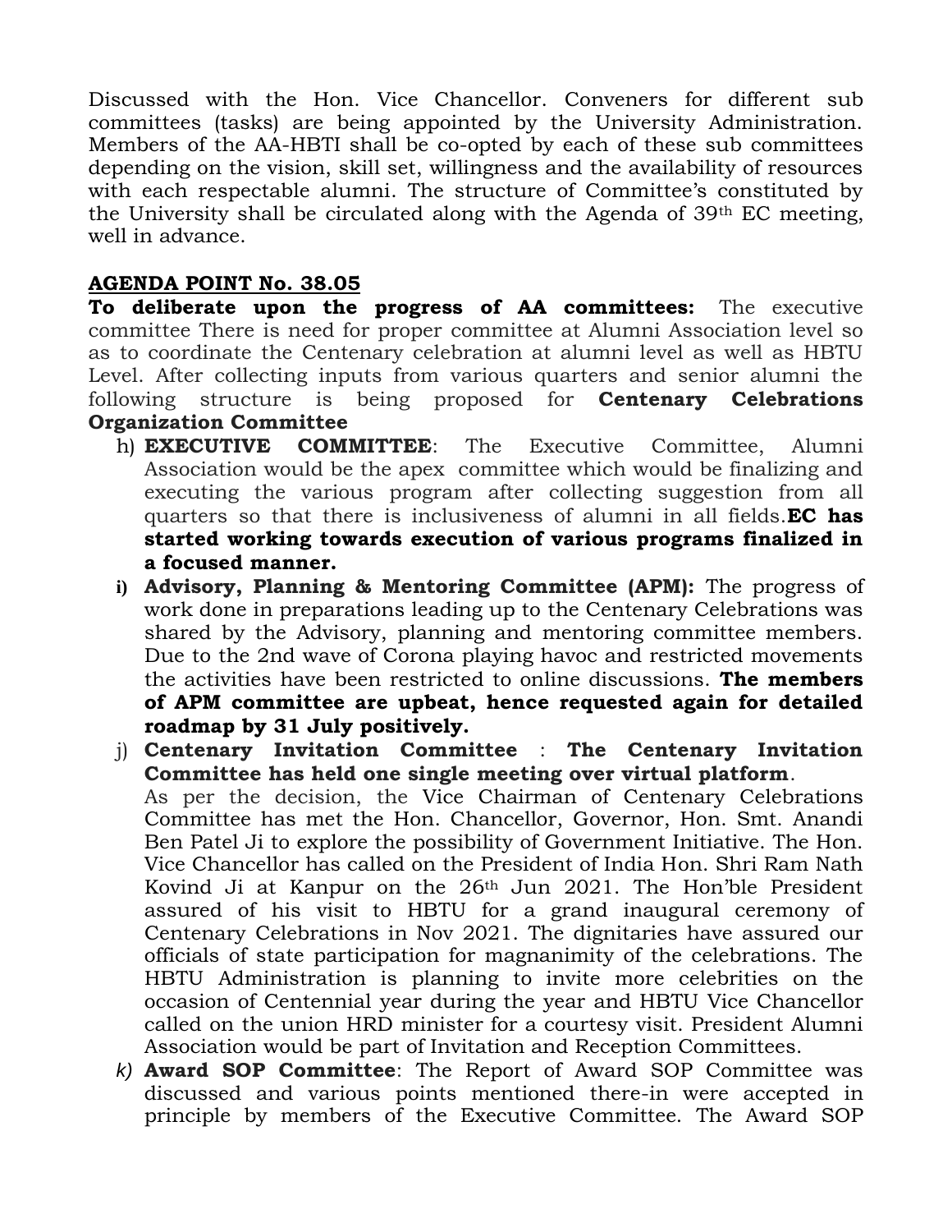Discussed with the Hon. Vice Chancellor. Conveners for different sub committees (tasks) are being appointed by the University Administration. Members of the AA-HBTI shall be co-opted by each of these sub committees depending on the vision, skill set, willingness and the availability of resources with each respectable alumni. The structure of Committee's constituted by the University shall be circulated along with the Agenda of 39th EC meeting, well in advance.

## AGENDA POINT No. 38.05

**To deliberate upon the progress of AA committees:** The executive committee There is need for proper committee at Alumni Association level so as to coordinate the Centenary celebration at alumni level as well as HBTU Level. After collecting inputs from various quarters and senior alumni the following structure is being proposed for **Centenary Celebrations Organization Committee**

h) **EXECUTIVE COMMITTEE**: The Executive Committee, Alumni Association would be the apex committee which would be finalizing and executing the various program after collecting suggestion from all quarters so that there is inclusiveness of alumni in all fields.**EC has started working towards execution of various programs finalized in a focused manner.**

i) **Advisory, Planning & Mentoring Committee (APM):** The progress of work done in preparations leading up to the Centenary Celebrations was shared by the Advisory, planning and mentoring committee members. Due to the 2nd wave of Corona playing havoc and restricted movements the activities have been restricted to online discussions. **The members of APM committee are upbeat, hence requested again for detailed roadmap by 31 July positively.**

j) **Centenary Invitation Committee** : **The Centenary Invitation Committee has held one single meeting over virtual platform**.
As per the decision, the Vice Chairman of Centenary Celebrations Committee has met the Hon. Chancellor, Governor, Hon. Smt. Anandi Ben Patel Ji to explore the possibility of Government Initiative. The Hon. Vice Chancellor has called on the President of India Hon. Shri Ram Nath Kovind Ji at Kanpur on the 26th Jun 2021. The Hon'ble President assured of his visit to HBTU for a grand inaugural ceremony of Centenary Celebrations in Nov 2021. The dignitaries have assured our officials of state participation for magnanimity of the celebrations. The HBTU Administration is planning to invite more celebrities on the occasion of Centennial year during the year and HBTU Vice Chancellor called on the union HRD minister for a courtesy visit. President Alumni Association would be part of Invitation and Reception Committees.

*k)* **Award SOP Committee**: The Report of Award SOP Committee was discussed and various points mentioned there-in were accepted in principle by members of the Executive Committee. The Award SOP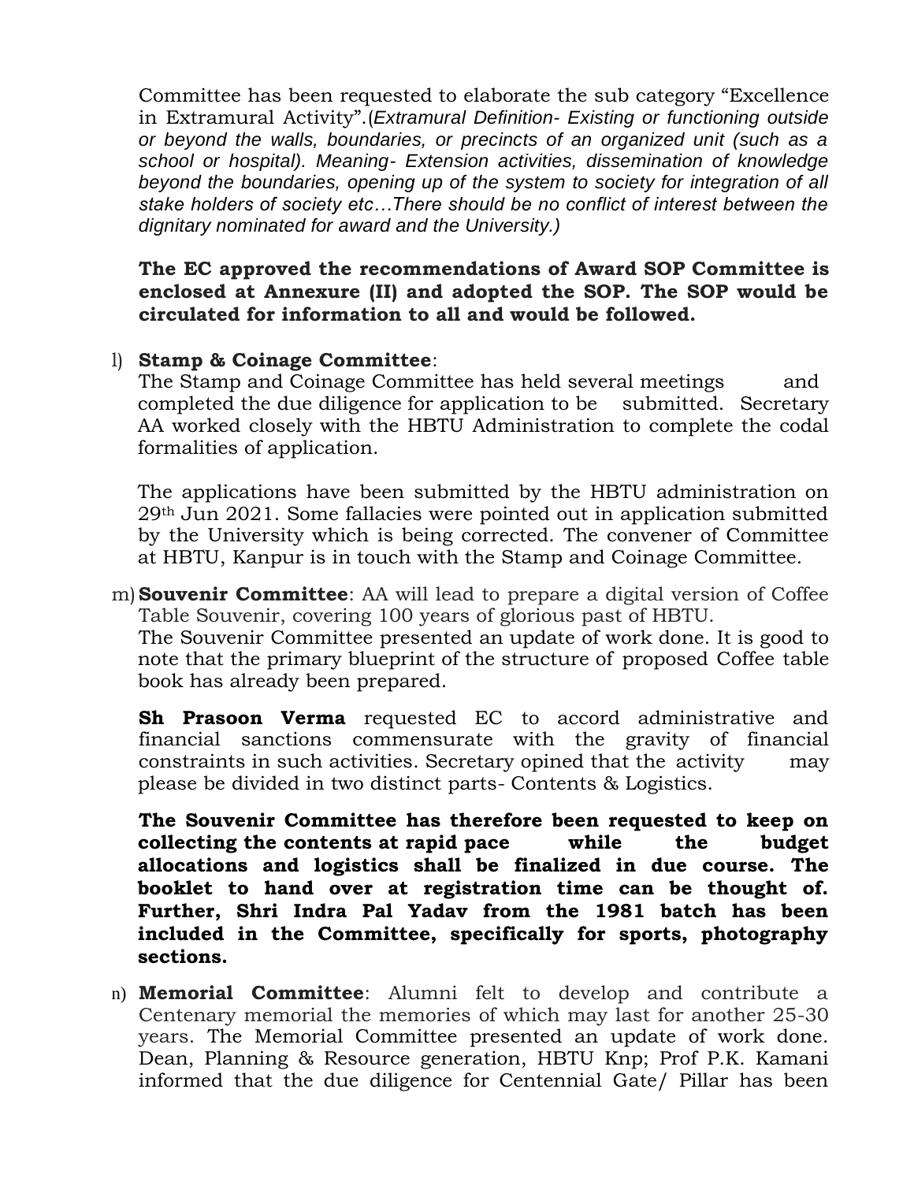Committee has been requested to elaborate the sub category "Excellence in Extramural Activity".(*Extramural Definition- Existing or functioning outside or beyond the walls, boundaries, or precincts of an organized unit (such as a school or hospital). Meaning- Extension activities, dissemination of knowledge beyond the boundaries, opening up of the system to society for integration of all stake holders of society etc…There should be no conflict of interest between the dignitary nominated for award and the University.)*

**The EC approved the recommendations of Award SOP Committee is enclosed at Annexure (II) and adopted the SOP. The SOP would be circulated for information to all and would be followed.**

l) **Stamp & Coinage Committee**:
The Stamp and Coinage Committee has held several meetings and completed the due diligence for application to be submitted. Secretary AA worked closely with the HBTU Administration to complete the codal formalities of application.

The applications have been submitted by the HBTU administration on 29th Jun 2021. Some fallacies were pointed out in application submitted by the University which is being corrected. The convener of Committee at HBTU, Kanpur is in touch with the Stamp and Coinage Committee.

m) **Souvenir Committee**: AA will lead to prepare a digital version of Coffee Table Souvenir, covering 100 years of glorious past of HBTU.
The Souvenir Committee presented an update of work done. It is good to note that the primary blueprint of the structure of proposed Coffee table book has already been prepared.

**Sh Prasoon Verma** requested EC to accord administrative and financial sanctions commensurate with the gravity of financial constraints in such activities. Secretary opined that the activity may please be divided in two distinct parts- Contents & Logistics.

**The Souvenir Committee has therefore been requested to keep on collecting the contents at rapid pace while the budget allocations and logistics shall be finalized in due course. The booklet to hand over at registration time can be thought of. Further, Shri Indra Pal Yadav from the 1981 batch has been included in the Committee, specifically for sports, photography sections.**

n) **Memorial Committee**: Alumni felt to develop and contribute a Centenary memorial the memories of which may last for another 25-30 years. The Memorial Committee presented an update of work done. Dean, Planning & Resource generation, HBTU Knp; Prof P.K. Kamani informed that the due diligence for Centennial Gate/ Pillar has been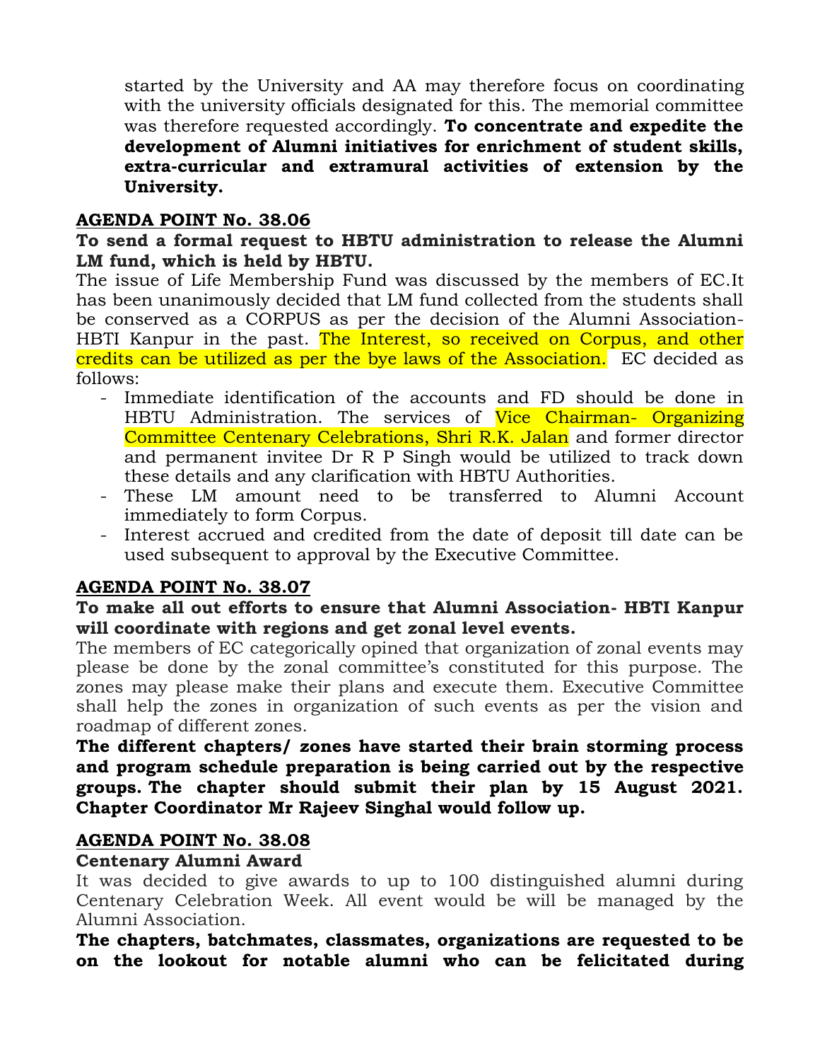started by the University and AA may therefore focus on coordinating with the university officials designated for this. The memorial committee was therefore requested accordingly. **To concentrate and expedite the development of Alumni initiatives for enrichment of student skills, extra-curricular and extramural activities of extension by the University.**

## AGENDA POINT No. 38.06

**To send a formal request to HBTU administration to release the Alumni LM fund, which is held by HBTU.**

The issue of Life Membership Fund was discussed by the members of EC.It has been unanimously decided that LM fund collected from the students shall be conserved as a CORPUS as per the decision of the Alumni Association-HBTI Kanpur in the past. The Interest, so received on Corpus, and other credits can be utilized as per the bye laws of the Association. EC decided as follows:

- Immediate identification of the accounts and FD should be done in HBTU Administration. The services of Vice Chairman- Organizing Committee Centenary Celebrations, Shri R.K. Jalan and former director and permanent invitee Dr R P Singh would be utilized to track down these details and any clarification with HBTU Authorities.
- These LM amount need to be transferred to Alumni Account immediately to form Corpus.
- Interest accrued and credited from the date of deposit till date can be used subsequent to approval by the Executive Committee.

## AGENDA POINT No. 38.07

**To make all out efforts to ensure that Alumni Association- HBTI Kanpur will coordinate with regions and get zonal level events.**

The members of EC categorically opined that organization of zonal events may please be done by the zonal committee's constituted for this purpose. The zones may please make their plans and execute them. Executive Committee shall help the zones in organization of such events as per the vision and roadmap of different zones.

**The different chapters/ zones have started their brain storming process and program schedule preparation is being carried out by the respective groups. The chapter should submit their plan by 15 August 2021. Chapter Coordinator Mr Rajeev Singhal would follow up.**

## AGENDA POINT No. 38.08

**Centenary Alumni Award**

It was decided to give awards to up to 100 distinguished alumni during Centenary Celebration Week. All event would be will be managed by the Alumni Association.

**The chapters, batchmates, classmates, organizations are requested to be on the lookout for notable alumni who can be felicitated during**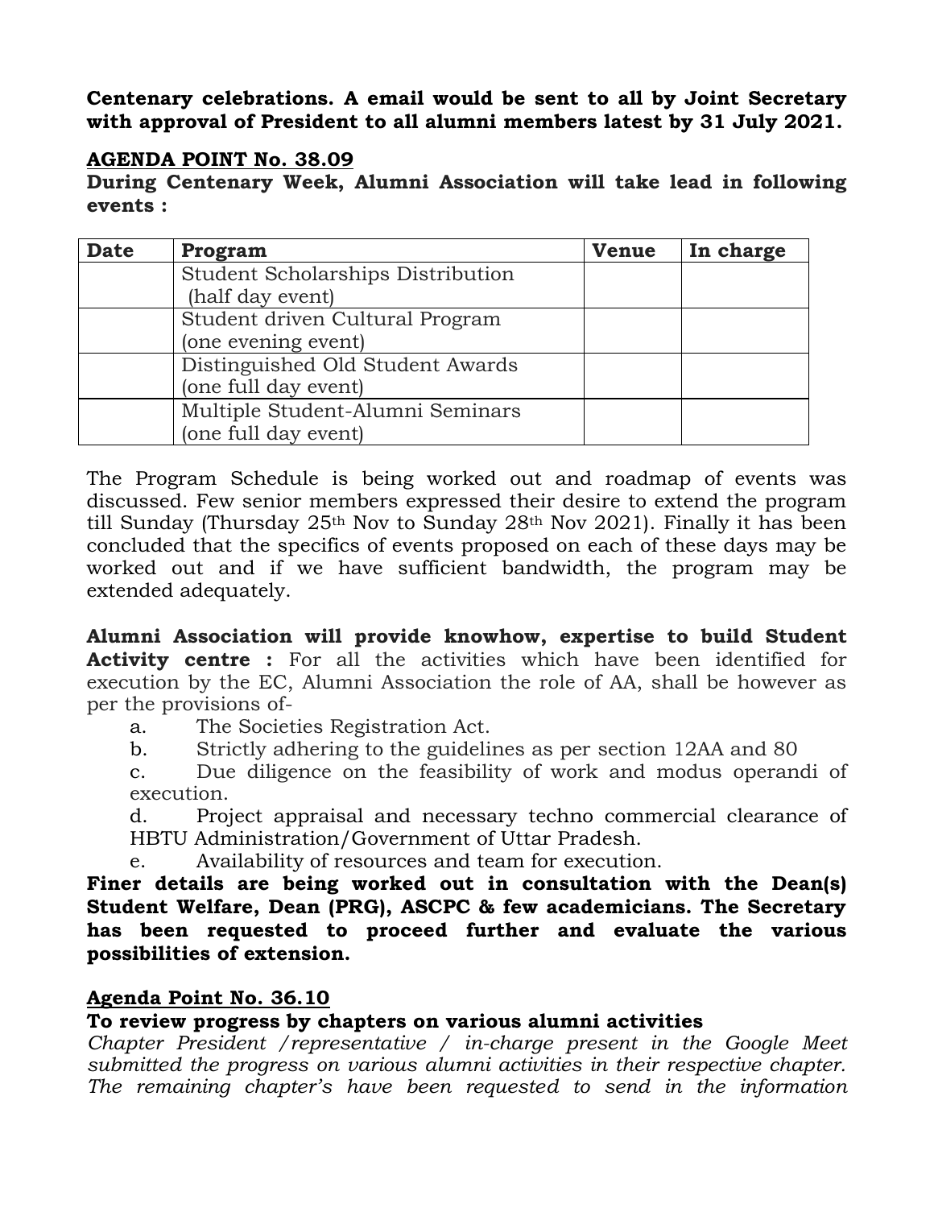**Centenary celebrations. A email would be sent to all by Joint Secretary with approval of President to all alumni members latest by 31 July 2021.**

## AGENDA POINT No. 38.09

**During Centenary Week, Alumni Association will take lead in following events :**

| Date | Program | Venue | In charge |
|---|---|---|---|
| | Student Scholarships Distribution (half day event) | | |
| | Student driven Cultural Program (one evening event) | | |
| | Distinguished Old Student Awards (one full day event) | | |
| | Multiple Student-Alumni Seminars (one full day event) | | |

The Program Schedule is being worked out and roadmap of events was discussed. Few senior members expressed their desire to extend the program till Sunday (Thursday 25th Nov to Sunday 28th Nov 2021). Finally it has been concluded that the specifics of events proposed on each of these days may be worked out and if we have sufficient bandwidth, the program may be extended adequately.

**Alumni Association will provide knowhow, expertise to build Student Activity centre :** For all the activities which have been identified for execution by the EC, Alumni Association the role of AA, shall be however as per the provisions of-

a. The Societies Registration Act.

b. Strictly adhering to the guidelines as per section 12AA and 80

c. Due diligence on the feasibility of work and modus operandi of execution.

d. Project appraisal and necessary techno commercial clearance of HBTU Administration/Government of Uttar Pradesh.

e. Availability of resources and team for execution.

**Finer details are being worked out in consultation with the Dean(s) Student Welfare, Dean (PRG), ASCPC & few academicians. The Secretary has been requested to proceed further and evaluate the various possibilities of extension.**

## Agenda Point No. 36.10

**To review progress by chapters on various alumni activities**

*Chapter President /representative / in-charge present in the Google Meet submitted the progress on various alumni activities in their respective chapter. The remaining chapter's have been requested to send in the information*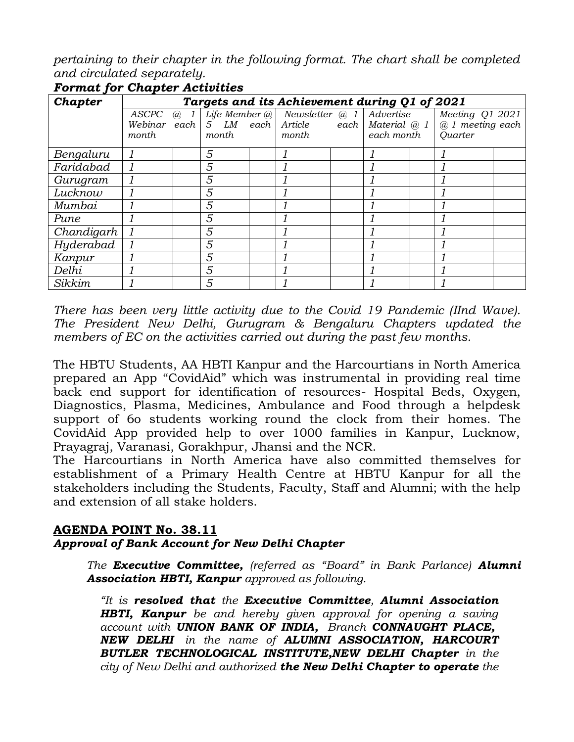*pertaining to their chapter in the following format. The chart shall be completed and circulated separately.*

***Format for Chapter Activities***

| ***Chapter*** | ***Targets and its Achievement during Q1 of 2021*** | | | | | | | | | |
|---|---|---|---|---|---|---|---|---|---|---|
| | *ASCPC @ 1 Webinar each month* | | *Life Member @ 5 LM each month* | | *Newsletter @ 1 Article each month* | | *Advertise Material @ 1 each month* | | *Meeting Q1 2021 @ 1 meeting each Quarter* | |
| *Bengaluru* | *1* | | *5* | | *1* | | *1* | | *1* | |
| *Faridabad* | *1* | | *5* | | *1* | | *1* | | *1* | |
| *Gurugram* | *1* | | *5* | | *1* | | *1* | | *1* | |
| *Lucknow* | *1* | | *5* | | *1* | | *1* | | *1* | |
| *Mumbai* | *1* | | *5* | | *1* | | *1* | | *1* | |
| *Pune* | *1* | | *5* | | *1* | | *1* | | *1* | |
| *Chandigarh* | *1* | | *5* | | *1* | | *1* | | *1* | |
| *Hyderabad* | *1* | | *5* | | *1* | | *1* | | *1* | |
| *Kanpur* | *1* | | *5* | | *1* | | *1* | | *1* | |
| *Delhi* | *1* | | *5* | | *1* | | *1* | | *1* | |
| *Sikkim* | *1* | | *5* | | *1* | | *1* | | *1* | |

*There has been very little activity due to the Covid 19 Pandemic (IInd Wave). The President New Delhi, Gurugram & Bengaluru Chapters updated the members of EC on the activities carried out during the past few months.*

The HBTU Students, AA HBTI Kanpur and the Harcourtians in North America prepared an App "CovidAid" which was instrumental in providing real time back end support for identification of resources- Hospital Beds, Oxygen, Diagnostics, Plasma, Medicines, Ambulance and Food through a helpdesk support of 6o students working round the clock from their homes. The CovidAid App provided help to over 1000 families in Kanpur, Lucknow, Prayagraj, Varanasi, Gorakhpur, Jhansi and the NCR.

The Harcourtians in North America have also committed themselves for establishment of a Primary Health Centre at HBTU Kanpur for all the stakeholders including the Students, Faculty, Staff and Alumni; with the help and extension of all stake holders.

## AGENDA POINT No. 38.11

***Approval of Bank Account for New Delhi Chapter***

*The **Executive Committee,** (referred as "Board" in Bank Parlance) **Alumni Association HBTI, Kanpur** approved as following.*

*"It is **resolved that** the **Executive Committee**, **Alumni Association HBTI, Kanpur** be and hereby given approval for opening a saving account with **UNION BANK OF INDIA,** Branch **CONNAUGHT PLACE, NEW DELHI** in the name of **ALUMNI ASSOCIATION, HARCOURT BUTLER TECHNOLOGICAL INSTITUTE,NEW DELHI Chapter** in the city of New Delhi and authorized **the New Delhi Chapter to operate** the*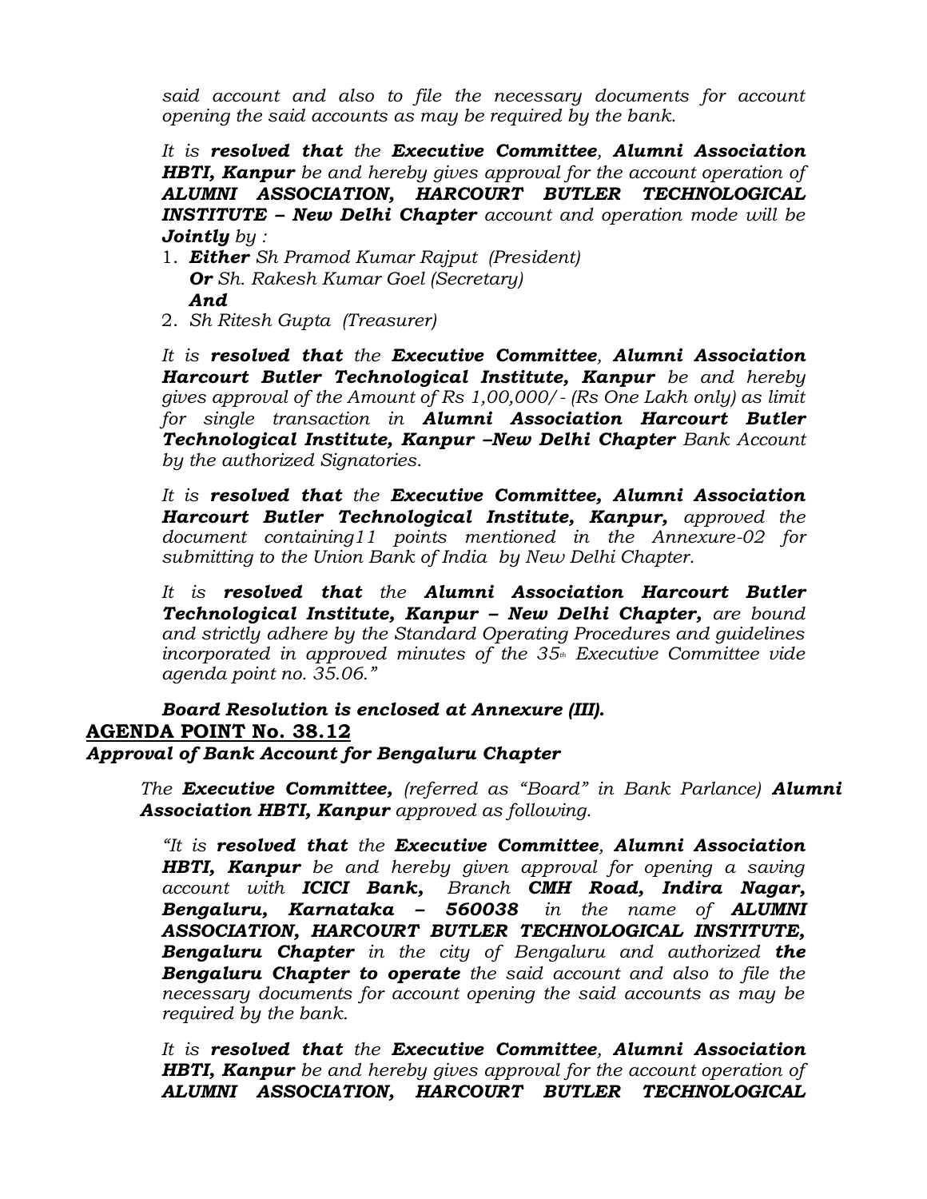*said account and also to file the necessary documents for account opening the said accounts as may be required by the bank.*

*It is **resolved that** the **Executive Committee**, **Alumni Association HBTI, Kanpur** be and hereby gives approval for the account operation of **ALUMNI ASSOCIATION, HARCOURT BUTLER TECHNOLOGICAL INSTITUTE – New Delhi Chapter** account and operation mode will be **Jointly** by :*

1. ***Either** Sh Pramod Kumar Rajput (President)*
   ***Or** Sh. Rakesh Kumar Goel (Secretary)*
   ***And***
2. *Sh Ritesh Gupta (Treasurer)*

*It is **resolved that** the **Executive Committee**, **Alumni Association Harcourt Butler Technological Institute, Kanpur** be and hereby gives approval of the Amount of Rs 1,00,000/- (Rs One Lakh only) as limit for single transaction in **Alumni Association Harcourt Butler Technological Institute, Kanpur –New Delhi Chapter** Bank Account by the authorized Signatories.*

*It is **resolved that** the **Executive Committee, Alumni Association Harcourt Butler Technological Institute, Kanpur,** approved the document containing11 points mentioned in the Annexure-02 for submitting to the Union Bank of India by New Delhi Chapter.*

*It is **resolved that** the **Alumni Association Harcourt Butler Technological Institute, Kanpur – New Delhi Chapter,** are bound and strictly adhere by the Standard Operating Procedures and guidelines incorporated in approved minutes of the 35th Executive Committee vide agenda point no. 35.06."*

***Board Resolution is enclosed at Annexure (III).***

## AGENDA POINT No. 38.12

***Approval of Bank Account for Bengaluru Chapter***

*The **Executive Committee,** (referred as "Board" in Bank Parlance) **Alumni Association HBTI, Kanpur** approved as following.*

*"It is **resolved that** the **Executive Committee**, **Alumni Association HBTI, Kanpur** be and hereby given approval for opening a saving account with **ICICI Bank,** Branch **CMH Road, Indira Nagar, Bengaluru, Karnataka – 560038** in the name of **ALUMNI ASSOCIATION, HARCOURT BUTLER TECHNOLOGICAL INSTITUTE, Bengaluru Chapter** in the city of Bengaluru and authorized **the Bengaluru Chapter to operate** the said account and also to file the necessary documents for account opening the said accounts as may be required by the bank.*

*It is **resolved that** the **Executive Committee**, **Alumni Association HBTI, Kanpur** be and hereby gives approval for the account operation of **ALUMNI ASSOCIATION, HARCOURT BUTLER TECHNOLOGICAL***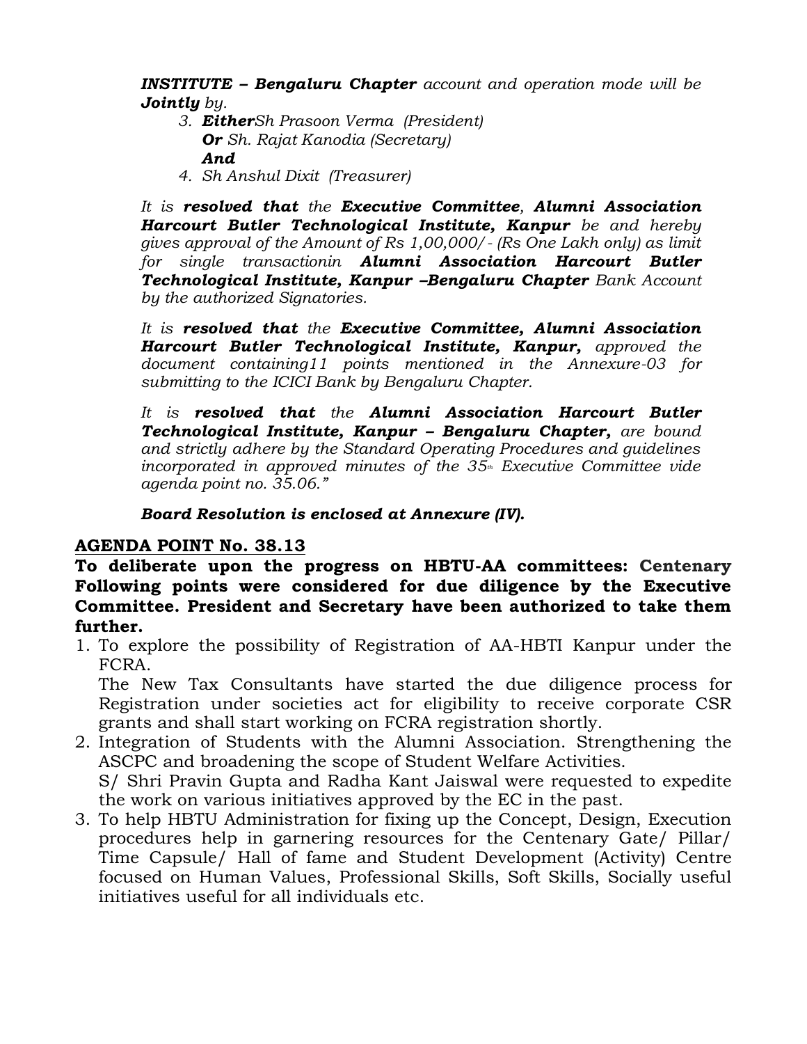***INSTITUTE – Bengaluru Chapter*** *account and operation mode will be* ***Jointly*** *by.*

3. ***Either****Sh Prasoon Verma (President)*
   ***Or*** *Sh. Rajat Kanodia (Secretary)*
   ***And***
4. *Sh Anshul Dixit (Treasurer)*

*It is* ***resolved that*** *the* ***Executive Committee****,* ***Alumni Association Harcourt Butler Technological Institute, Kanpur*** *be and hereby gives approval of the Amount of Rs 1,00,000/- (Rs One Lakh only) as limit for single transactionin* ***Alumni Association Harcourt Butler Technological Institute, Kanpur –Bengaluru Chapter*** *Bank Account by the authorized Signatories.*

*It is* ***resolved that*** *the* ***Executive Committee, Alumni Association Harcourt Butler Technological Institute, Kanpur,*** *approved the document containing11 points mentioned in the Annexure-03 for submitting to the ICICI Bank by Bengaluru Chapter.*

*It is* ***resolved that*** *the* ***Alumni Association Harcourt Butler Technological Institute, Kanpur – Bengaluru Chapter,*** *are bound and strictly adhere by the Standard Operating Procedures and guidelines incorporated in approved minutes of the 35th Executive Committee vide agenda point no. 35.06."*

***Board Resolution is enclosed at Annexure (IV).***

## <u>AGENDA POINT No. 38.13</u>

**To deliberate upon the progress on HBTU-AA committees: Centenary Following points were considered for due diligence by the Executive Committee. President and Secretary have been authorized to take them further.**

1. To explore the possibility of Registration of AA-HBTI Kanpur under the FCRA.
   The New Tax Consultants have started the due diligence process for Registration under societies act for eligibility to receive corporate CSR grants and shall start working on FCRA registration shortly.
2. Integration of Students with the Alumni Association. Strengthening the ASCPC and broadening the scope of Student Welfare Activities.
   S/ Shri Pravin Gupta and Radha Kant Jaiswal were requested to expedite the work on various initiatives approved by the EC in the past.
3. To help HBTU Administration for fixing up the Concept, Design, Execution procedures help in garnering resources for the Centenary Gate/ Pillar/ Time Capsule/ Hall of fame and Student Development (Activity) Centre focused on Human Values, Professional Skills, Soft Skills, Socially useful initiatives useful for all individuals etc.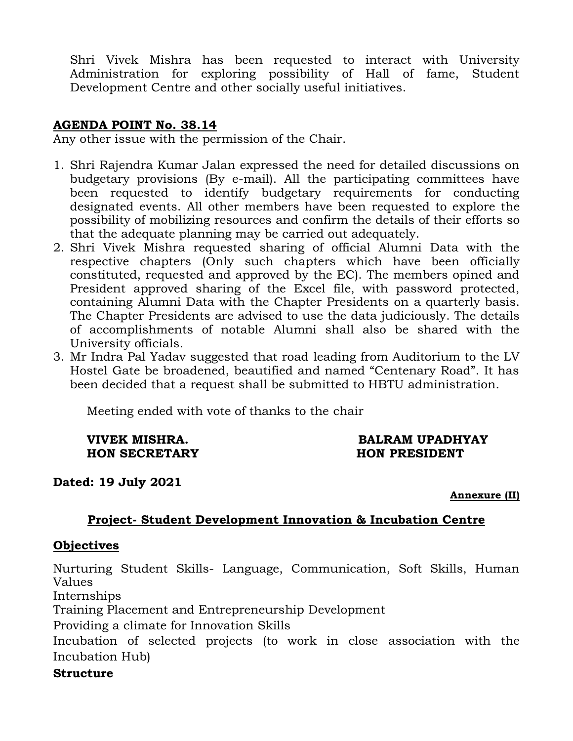Shri Vivek Mishra has been requested to interact with University Administration for exploring possibility of Hall of fame, Student Development Centre and other socially useful initiatives.

**AGENDA POINT No. 38.14**

Any other issue with the permission of the Chair.

1. Shri Rajendra Kumar Jalan expressed the need for detailed discussions on budgetary provisions (By e-mail). All the participating committees have been requested to identify budgetary requirements for conducting designated events. All other members have been requested to explore the possibility of mobilizing resources and confirm the details of their efforts so that the adequate planning may be carried out adequately.
2. Shri Vivek Mishra requested sharing of official Alumni Data with the respective chapters (Only such chapters which have been officially constituted, requested and approved by the EC). The members opined and President approved sharing of the Excel file, with password protected, containing Alumni Data with the Chapter Presidents on a quarterly basis. The Chapter Presidents are advised to use the data judiciously. The details of accomplishments of notable Alumni shall also be shared with the University officials.
3. Mr Indra Pal Yadav suggested that road leading from Auditorium to the LV Hostel Gate be broadened, beautified and named "Centenary Road". It has been decided that a request shall be submitted to HBTU administration.

Meeting ended with vote of thanks to the chair

**VIVEK MISHRA.**
**HON SECRETARY**

**BALRAM UPADHYAY**
**HON PRESIDENT**

**Dated: 19 July 2021**

**Annexure (II)**

## Project- Student Development Innovation & Incubation Centre

**Objectives**

Nurturing Student Skills- Language, Communication, Soft Skills, Human Values

Internships

Training Placement and Entrepreneurship Development

Providing a climate for Innovation Skills

Incubation of selected projects (to work in close association with the Incubation Hub)

**Structure**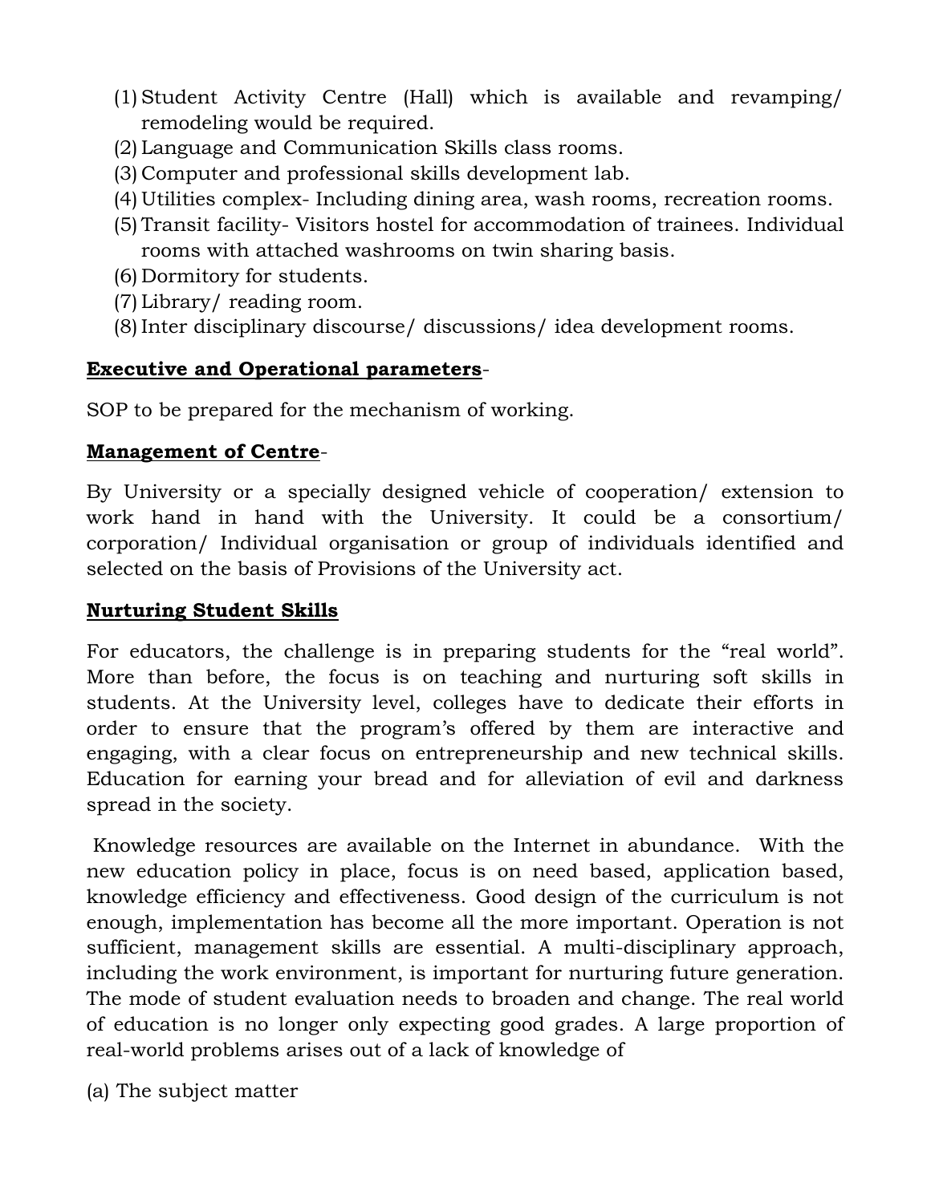(1) Student Activity Centre (Hall) which is available and revamping/ remodeling would be required.
(2) Language and Communication Skills class rooms.
(3) Computer and professional skills development lab.
(4) Utilities complex- Including dining area, wash rooms, recreation rooms.
(5) Transit facility- Visitors hostel for accommodation of trainees. Individual rooms with attached washrooms on twin sharing basis.
(6) Dormitory for students.
(7) Library/ reading room.
(8) Inter disciplinary discourse/ discussions/ idea development rooms.

**<u>Executive and Operational parameters</u>**-

SOP to be prepared for the mechanism of working.

**<u>Management of Centre</u>**-

By University or a specially designed vehicle of cooperation/ extension to work hand in hand with the University. It could be a consortium/ corporation/ Individual organisation or group of individuals identified and selected on the basis of Provisions of the University act.

**<u>Nurturing Student Skills</u>**

For educators, the challenge is in preparing students for the “real world”. More than before, the focus is on teaching and nurturing soft skills in students. At the University level, colleges have to dedicate their efforts in order to ensure that the program’s offered by them are interactive and engaging, with a clear focus on entrepreneurship and new technical skills. Education for earning your bread and for alleviation of evil and darkness spread in the society.

Knowledge resources are available on the Internet in abundance. With the new education policy in place, focus is on need based, application based, knowledge efficiency and effectiveness. Good design of the curriculum is not enough, implementation has become all the more important. Operation is not sufficient, management skills are essential. A multi-disciplinary approach, including the work environment, is important for nurturing future generation. The mode of student evaluation needs to broaden and change. The real world of education is no longer only expecting good grades. A large proportion of real-world problems arises out of a lack of knowledge of

(a) The subject matter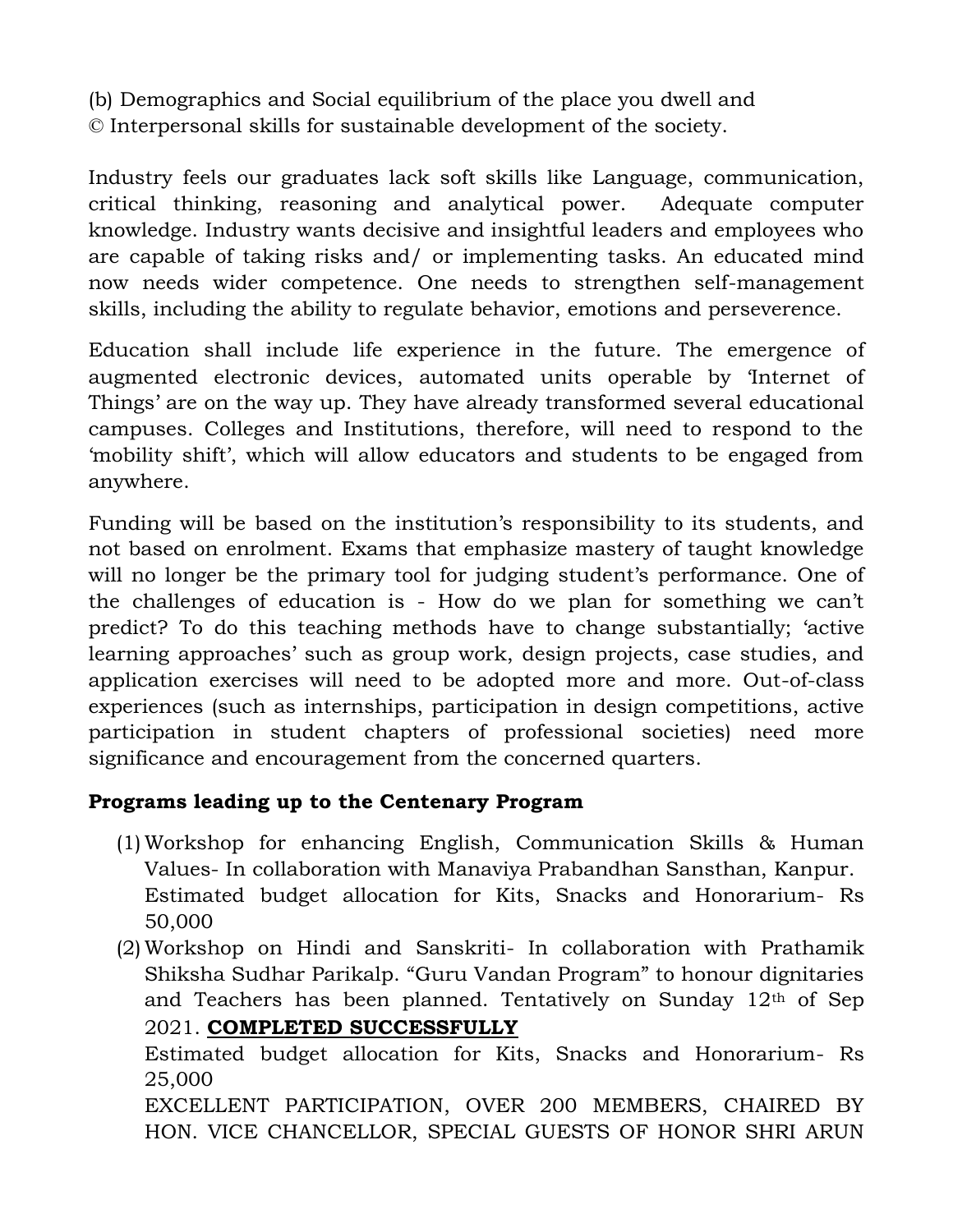(b) Demographics and Social equilibrium of the place you dwell and
© Interpersonal skills for sustainable development of the society.

Industry feels our graduates lack soft skills like Language, communication, critical thinking, reasoning and analytical power. Adequate computer knowledge. Industry wants decisive and insightful leaders and employees who are capable of taking risks and/ or implementing tasks. An educated mind now needs wider competence. One needs to strengthen self-management skills, including the ability to regulate behavior, emotions and perseverence.

Education shall include life experience in the future. The emergence of augmented electronic devices, automated units operable by 'Internet of Things' are on the way up. They have already transformed several educational campuses. Colleges and Institutions, therefore, will need to respond to the 'mobility shift', which will allow educators and students to be engaged from anywhere.

Funding will be based on the institution's responsibility to its students, and not based on enrolment. Exams that emphasize mastery of taught knowledge will no longer be the primary tool for judging student's performance. One of the challenges of education is - How do we plan for something we can't predict? To do this teaching methods have to change substantially; 'active learning approaches' such as group work, design projects, case studies, and application exercises will need to be adopted more and more. Out-of-class experiences (such as internships, participation in design competitions, active participation in student chapters of professional societies) need more significance and encouragement from the concerned quarters.

**Programs leading up to the Centenary Program**

(1) Workshop for enhancing English, Communication Skills & Human Values- In collaboration with Manaviya Prabandhan Sansthan, Kanpur.
Estimated budget allocation for Kits, Snacks and Honorarium- Rs 50,000

(2) Workshop on Hindi and Sanskriti- In collaboration with Prathamik Shiksha Sudhar Parikalp. "Guru Vandan Program" to honour dignitaries and Teachers has been planned. Tentatively on Sunday 12th of Sep 2021. **COMPLETED SUCCESSFULLY**
Estimated budget allocation for Kits, Snacks and Honorarium- Rs 25,000
EXCELLENT PARTICIPATION, OVER 200 MEMBERS, CHAIRED BY HON. VICE CHANCELLOR, SPECIAL GUESTS OF HONOR SHRI ARUN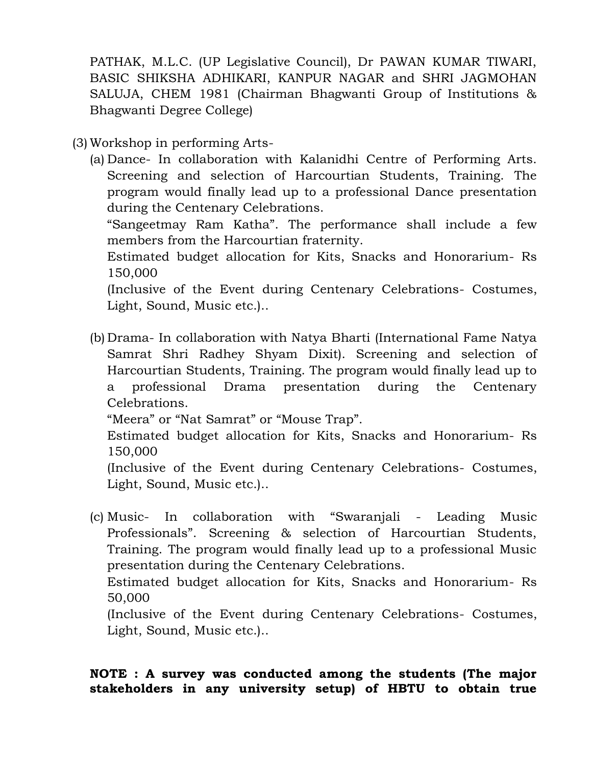PATHAK, M.L.C. (UP Legislative Council), Dr PAWAN KUMAR TIWARI, BASIC SHIKSHA ADHIKARI, KANPUR NAGAR and SHRI JAGMOHAN SALUJA, CHEM 1981 (Chairman Bhagwanti Group of Institutions & Bhagwanti Degree College)

(3) Workshop in performing Arts-

(a) Dance- In collaboration with Kalanidhi Centre of Performing Arts. Screening and selection of Harcourtian Students, Training. The program would finally lead up to a professional Dance presentation during the Centenary Celebrations.
"Sangeetmay Ram Katha". The performance shall include a few members from the Harcourtian fraternity.
Estimated budget allocation for Kits, Snacks and Honorarium- Rs 150,000
(Inclusive of the Event during Centenary Celebrations- Costumes, Light, Sound, Music etc.)..

(b) Drama- In collaboration with Natya Bharti (International Fame Natya Samrat Shri Radhey Shyam Dixit). Screening and selection of Harcourtian Students, Training. The program would finally lead up to a professional Drama presentation during the Centenary Celebrations.
"Meera" or "Nat Samrat" or "Mouse Trap".
Estimated budget allocation for Kits, Snacks and Honorarium- Rs 150,000
(Inclusive of the Event during Centenary Celebrations- Costumes, Light, Sound, Music etc.)..

(c) Music- In collaboration with "Swaranjali - Leading Music Professionals". Screening & selection of Harcourtian Students, Training. The program would finally lead up to a professional Music presentation during the Centenary Celebrations.
Estimated budget allocation for Kits, Snacks and Honorarium- Rs 50,000
(Inclusive of the Event during Centenary Celebrations- Costumes, Light, Sound, Music etc.)..

**NOTE : A survey was conducted among the students (The major stakeholders in any university setup) of HBTU to obtain true**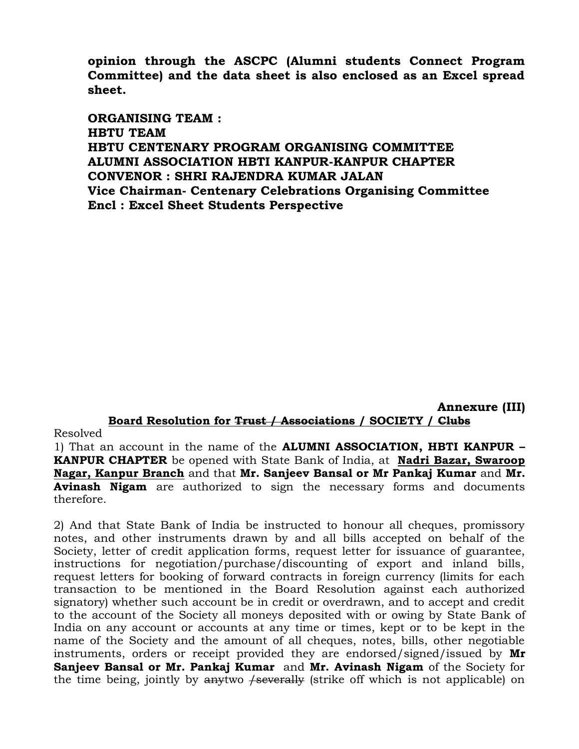**opinion through the ASCPC (Alumni students Connect Program Committee) and the data sheet is also enclosed as an Excel spread sheet.**

**ORGANISING TEAM :**
**HBTU TEAM**
**HBTU CENTENARY PROGRAM ORGANISING COMMITTEE**
**ALUMNI ASSOCIATION HBTI KANPUR-KANPUR CHAPTER**
**CONVENOR : SHRI RAJENDRA KUMAR JALAN**
**Vice Chairman- Centenary Celebrations Organising Committee**
**Encl : Excel Sheet Students Perspective**

**Annexure (III)**

**Board Resolution for ~~Trust / Associations~~ / SOCIETY / ~~Clubs~~**

Resolved

1) That an account in the name of the **ALUMNI ASSOCIATION, HBTI KANPUR – KANPUR CHAPTER** be opened with State Bank of India, at **Nadri Bazar, Swaroop Nagar, Kanpur Branch** and that **Mr. Sanjeev Bansal or Mr Pankaj Kumar** and **Mr. Avinash Nigam** are authorized to sign the necessary forms and documents therefore.

2) And that State Bank of India be instructed to honour all cheques, promissory notes, and other instruments drawn by and all bills accepted on behalf of the Society, letter of credit application forms, request letter for issuance of guarantee, instructions for negotiation/purchase/discounting of export and inland bills, request letters for booking of forward contracts in foreign currency (limits for each transaction to be mentioned in the Board Resolution against each authorized signatory) whether such account be in credit or overdrawn, and to accept and credit to the account of the Society all moneys deposited with or owing by State Bank of India on any account or accounts at any time or times, kept or to be kept in the name of the Society and the amount of all cheques, notes, bills, other negotiable instruments, orders or receipt provided they are endorsed/signed/issued by **Mr Sanjeev Bansal or Mr. Pankaj Kumar** and **Mr. Avinash Nigam** of the Society for the time being, jointly by ~~any~~two ~~/severally~~ (strike off which is not applicable) on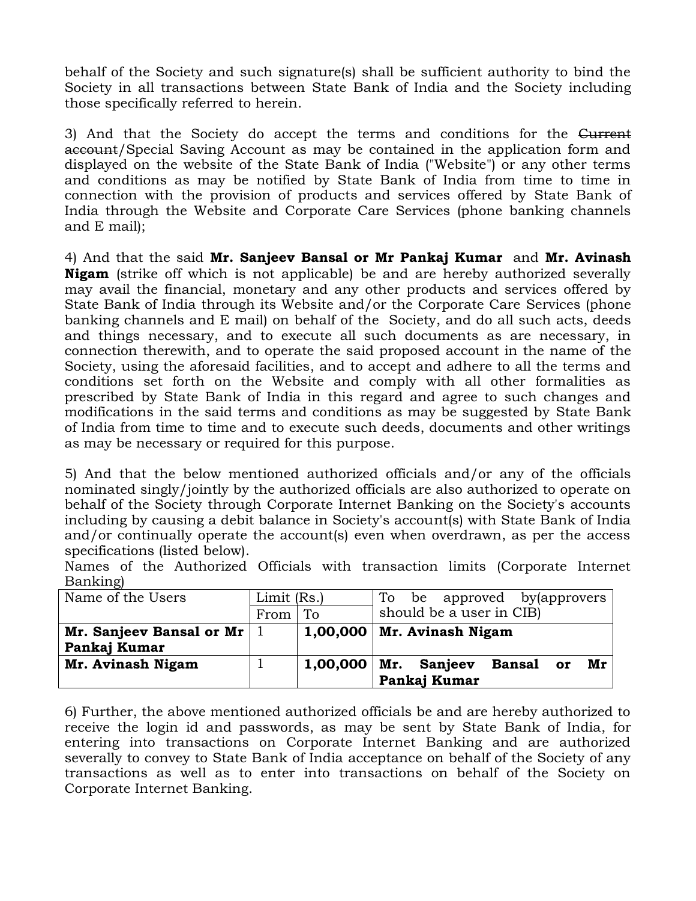behalf of the Society and such signature(s) shall be sufficient authority to bind the Society in all transactions between State Bank of India and the Society including those specifically referred to herein.

3) And that the Society do accept the terms and conditions for the ~~Current account~~/Special Saving Account as may be contained in the application form and displayed on the website of the State Bank of India ("Website") or any other terms and conditions as may be notified by State Bank of India from time to time in connection with the provision of products and services offered by State Bank of India through the Website and Corporate Care Services (phone banking channels and E mail);

4) And that the said **Mr. Sanjeev Bansal or Mr Pankaj Kumar** and **Mr. Avinash Nigam** (strike off which is not applicable) be and are hereby authorized severally may avail the financial, monetary and any other products and services offered by State Bank of India through its Website and/or the Corporate Care Services (phone banking channels and E mail) on behalf of the Society, and do all such acts, deeds and things necessary, and to execute all such documents as are necessary, in connection therewith, and to operate the said proposed account in the name of the Society, using the aforesaid facilities, and to accept and adhere to all the terms and conditions set forth on the Website and comply with all other formalities as prescribed by State Bank of India in this regard and agree to such changes and modifications in the said terms and conditions as may be suggested by State Bank of India from time to time and to execute such deeds, documents and other writings as may be necessary or required for this purpose.

5) And that the below mentioned authorized officials and/or any of the officials nominated singly/jointly by the authorized officials are also authorized to operate on behalf of the Society through Corporate Internet Banking on the Society's accounts including by causing a debit balance in Society's account(s) with State Bank of India and/or continually operate the account(s) even when overdrawn, as per the access specifications (listed below).

Names of the Authorized Officials with transaction limits (Corporate Internet Banking)

| Name of the Users | Limit (Rs.) | | To be approved by(approvers should be a user in CIB) |
|---|---|---|---|
| | From | To | |
| **Mr. Sanjeev Bansal or Mr Pankaj Kumar** | 1 | **1,00,000** | **Mr. Avinash Nigam** |
| **Mr. Avinash Nigam** | 1 | **1,00,000** | **Mr. Sanjeev Bansal or Mr Pankaj Kumar** |

6) Further, the above mentioned authorized officials be and are hereby authorized to receive the login id and passwords, as may be sent by State Bank of India, for entering into transactions on Corporate Internet Banking and are authorized severally to convey to State Bank of India acceptance on behalf of the Society of any transactions as well as to enter into transactions on behalf of the Society on Corporate Internet Banking.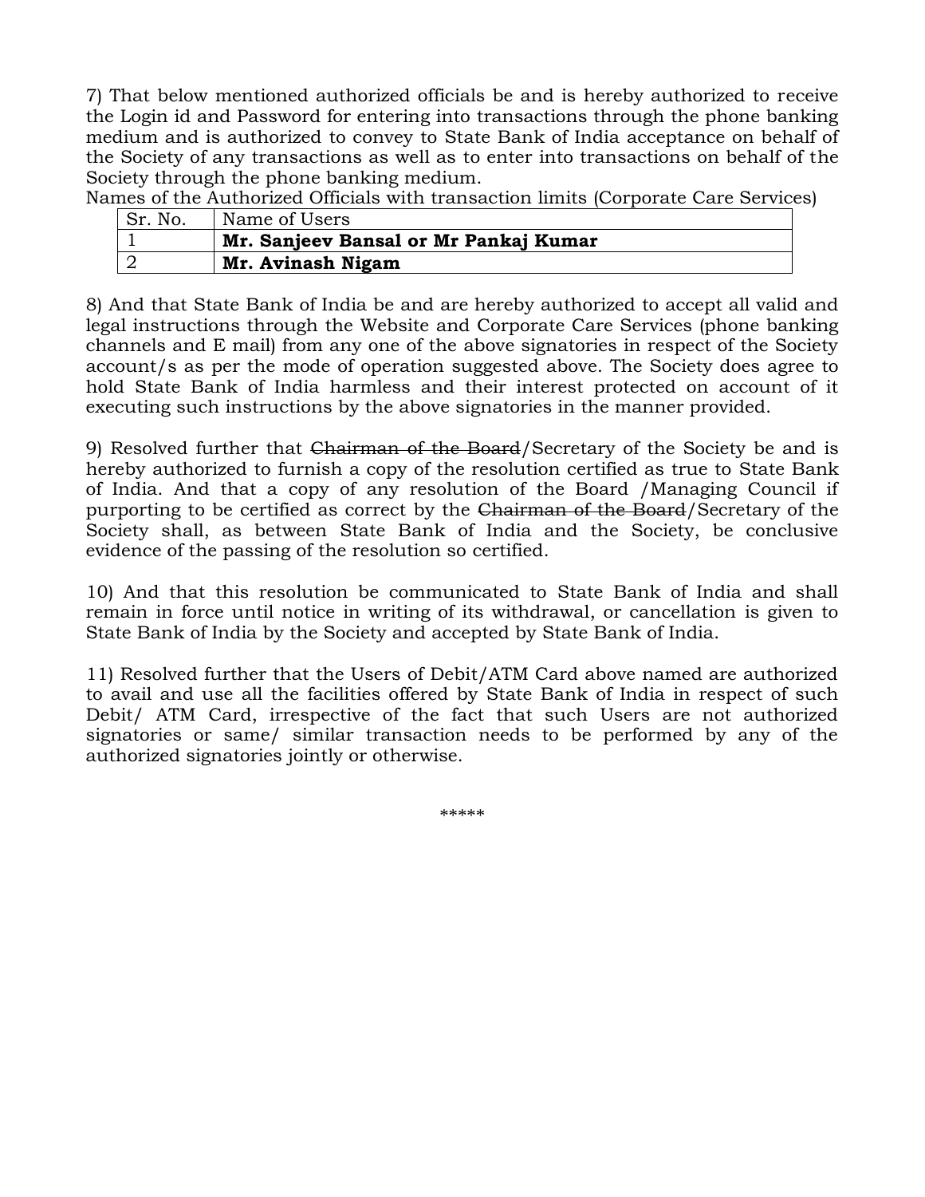7) That below mentioned authorized officials be and is hereby authorized to receive the Login id and Password for entering into transactions through the phone banking medium and is authorized to convey to State Bank of India acceptance on behalf of the Society of any transactions as well as to enter into transactions on behalf of the Society through the phone banking medium.

Names of the Authorized Officials with transaction limits (Corporate Care Services)

| Sr. No. | Name of Users |
|---|---|
| 1 | **Mr. Sanjeev Bansal or Mr Pankaj Kumar** |
| 2 | **Mr. Avinash Nigam** |

8) And that State Bank of India be and are hereby authorized to accept all valid and legal instructions through the Website and Corporate Care Services (phone banking channels and E mail) from any one of the above signatories in respect of the Society account/s as per the mode of operation suggested above. The Society does agree to hold State Bank of India harmless and their interest protected on account of it executing such instructions by the above signatories in the manner provided.

9) Resolved further that ~~Chairman of the Board~~/Secretary of the Society be and is hereby authorized to furnish a copy of the resolution certified as true to State Bank of India. And that a copy of any resolution of the Board /Managing Council if purporting to be certified as correct by the ~~Chairman of the Board~~/Secretary of the Society shall, as between State Bank of India and the Society, be conclusive evidence of the passing of the resolution so certified.

10) And that this resolution be communicated to State Bank of India and shall remain in force until notice in writing of its withdrawal, or cancellation is given to State Bank of India by the Society and accepted by State Bank of India.

11) Resolved further that the Users of Debit/ATM Card above named are authorized to avail and use all the facilities offered by State Bank of India in respect of such Debit/ ATM Card, irrespective of the fact that such Users are not authorized signatories or same/ similar transaction needs to be performed by any of the authorized signatories jointly or otherwise.

*****